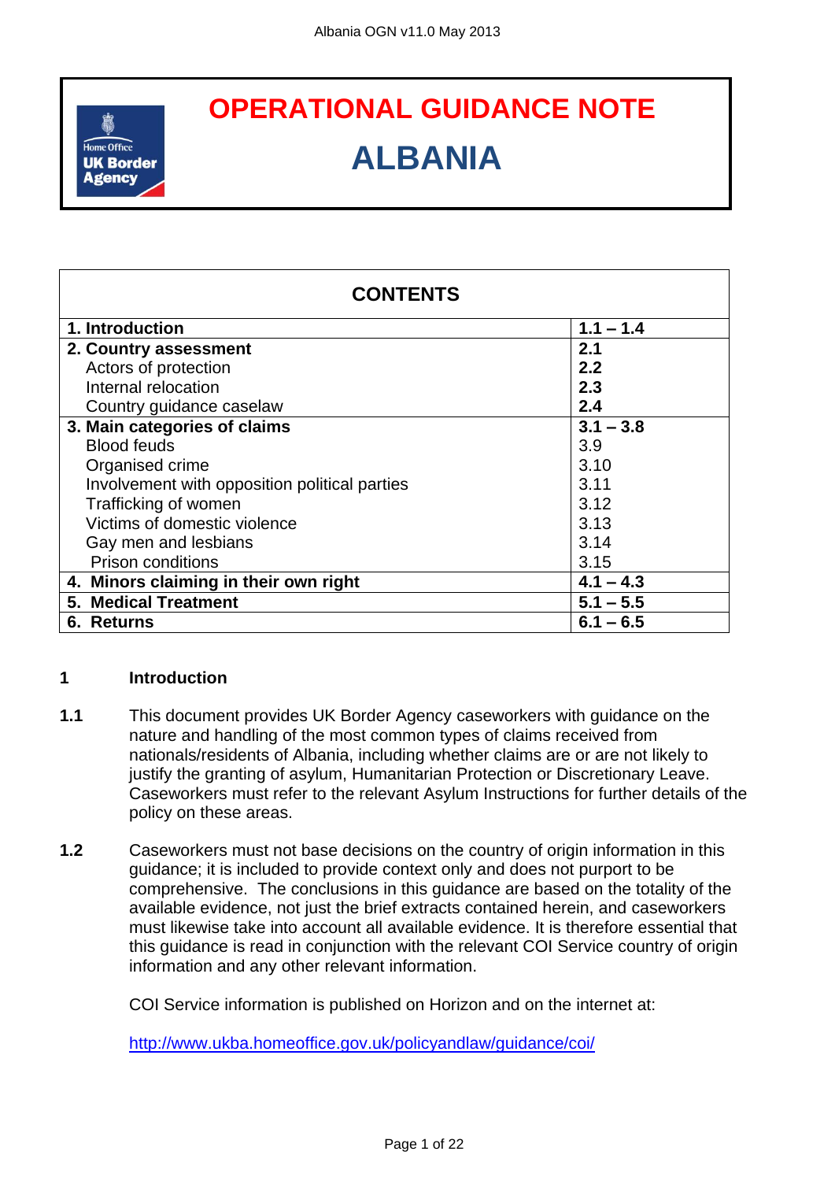# OPERATIONAL GUIDANCE NOTE

# ALBANIA

| CONTENTS | |
|---|---|
| **1. Introduction** | **1.1 – 1.4** |
| **2. Country assessment** | **2.1** |
| Actors of protection | **2.2** |
| Internal relocation | **2.3** |
| Country guidance caselaw | **2.4** |
| **3. Main categories of claims** | **3.1 – 3.8** |
| Blood feuds | 3.9 |
| Organised crime | 3.10 |
| Involvement with opposition political parties | 3.11 |
| Trafficking of women | 3.12 |
| Victims of domestic violence | 3.13 |
| Gay men and lesbians | 3.14 |
| Prison conditions | 3.15 |
| **4. Minors claiming in their own right** | **4.1 – 4.3** |
| **5. Medical Treatment** | **5.1 – 5.5** |
| **6. Returns** | **6.1 – 6.5** |

## 1 Introduction

**1.1** This document provides UK Border Agency caseworkers with guidance on the nature and handling of the most common types of claims received from nationals/residents of Albania, including whether claims are or are not likely to justify the granting of asylum, Humanitarian Protection or Discretionary Leave. Caseworkers must refer to the relevant Asylum Instructions for further details of the policy on these areas.

**1.2** Caseworkers must not base decisions on the country of origin information in this guidance; it is included to provide context only and does not purport to be comprehensive. The conclusions in this guidance are based on the totality of the available evidence, not just the brief extracts contained herein, and caseworkers must likewise take into account all available evidence. It is therefore essential that this guidance is read in conjunction with the relevant COI Service country of origin information and any other relevant information.

COI Service information is published on Horizon and on the internet at:

http://www.ukba.homeoffice.gov.uk/policyandlaw/guidance/coi/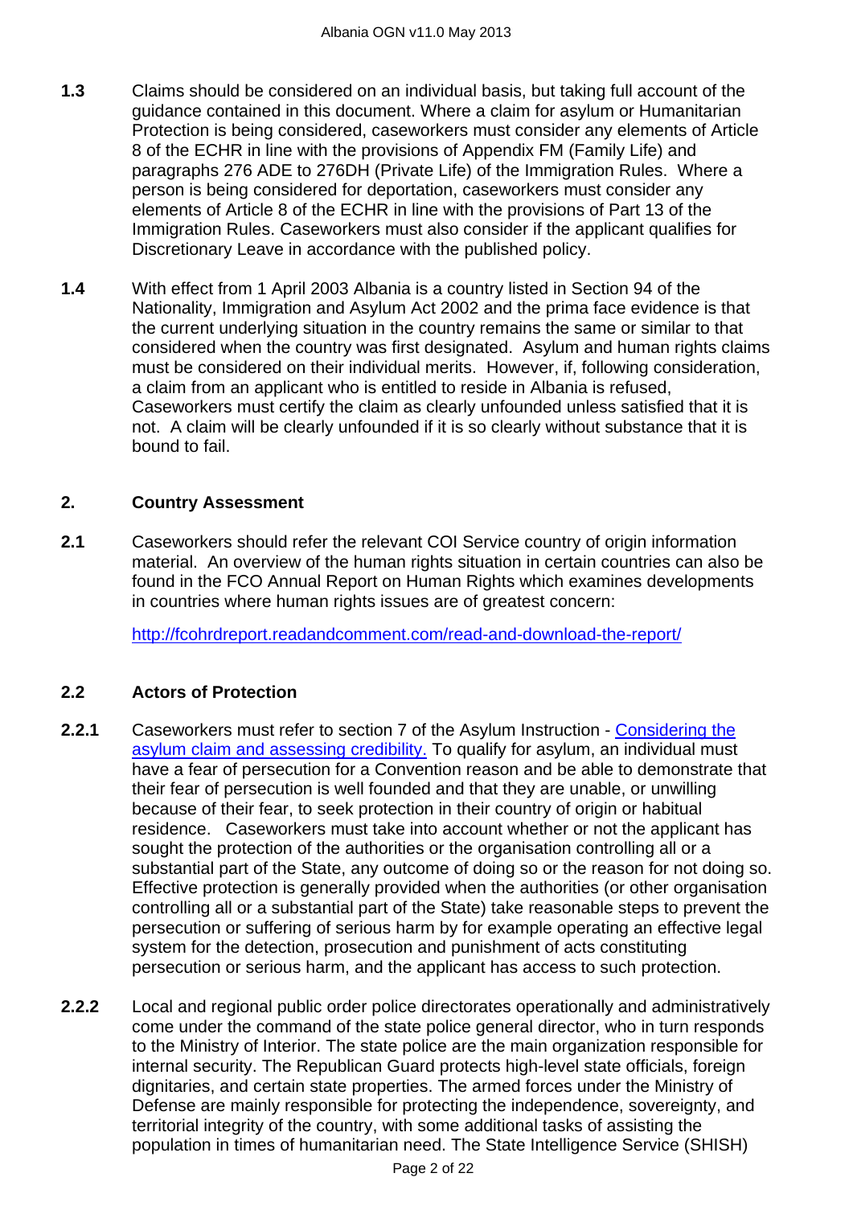**1.3** Claims should be considered on an individual basis, but taking full account of the guidance contained in this document. Where a claim for asylum or Humanitarian Protection is being considered, caseworkers must consider any elements of Article 8 of the ECHR in line with the provisions of Appendix FM (Family Life) and paragraphs 276 ADE to 276DH (Private Life) of the Immigration Rules. Where a person is being considered for deportation, caseworkers must consider any elements of Article 8 of the ECHR in line with the provisions of Part 13 of the Immigration Rules. Caseworkers must also consider if the applicant qualifies for Discretionary Leave in accordance with the published policy.

**1.4** With effect from 1 April 2003 Albania is a country listed in Section 94 of the Nationality, Immigration and Asylum Act 2002 and the prima face evidence is that the current underlying situation in the country remains the same or similar to that considered when the country was first designated. Asylum and human rights claims must be considered on their individual merits. However, if, following consideration, a claim from an applicant who is entitled to reside in Albania is refused, Caseworkers must certify the claim as clearly unfounded unless satisfied that it is not. A claim will be clearly unfounded if it is so clearly without substance that it is bound to fail.

## 2. Country Assessment

**2.1** Caseworkers should refer the relevant COI Service country of origin information material. An overview of the human rights situation in certain countries can also be found in the FCO Annual Report on Human Rights which examines developments in countries where human rights issues are of greatest concern:

[http://fcohrdreport.readandcomment.com/read-and-download-the-report/](http://fcohrdreport.readandcomment.com/read-and-download-the-report/)

### 2.2 Actors of Protection

**2.2.1** Caseworkers must refer to section 7 of the Asylum Instruction - Considering the asylum claim and assessing credibility. To qualify for asylum, an individual must have a fear of persecution for a Convention reason and be able to demonstrate that their fear of persecution is well founded and that they are unable, or unwilling because of their fear, to seek protection in their country of origin or habitual residence. Caseworkers must take into account whether or not the applicant has sought the protection of the authorities or the organisation controlling all or a substantial part of the State, any outcome of doing so or the reason for not doing so. Effective protection is generally provided when the authorities (or other organisation controlling all or a substantial part of the State) take reasonable steps to prevent the persecution or suffering of serious harm by for example operating an effective legal system for the detection, prosecution and punishment of acts constituting persecution or serious harm, and the applicant has access to such protection.

**2.2.2** Local and regional public order police directorates operationally and administratively come under the command of the state police general director, who in turn responds to the Ministry of Interior. The state police are the main organization responsible for internal security. The Republican Guard protects high-level state officials, foreign dignitaries, and certain state properties. The armed forces under the Ministry of Defense are mainly responsible for protecting the independence, sovereignty, and territorial integrity of the country, with some additional tasks of assisting the population in times of humanitarian need. The State Intelligence Service (SHISH)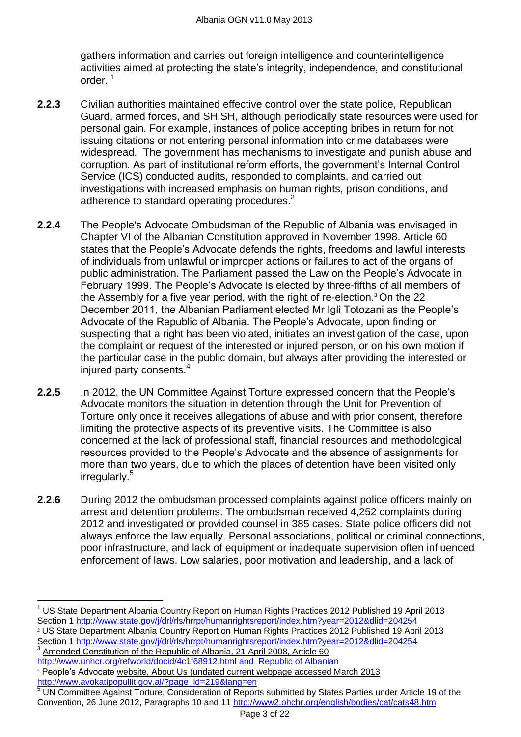gathers information and carries out foreign intelligence and counterintelligence activities aimed at protecting the state's integrity, independence, and constitutional order. [1]

**2.2.3** Civilian authorities maintained effective control over the state police, Republican Guard, armed forces, and SHISH, although periodically state resources were used for personal gain. For example, instances of police accepting bribes in return for not issuing citations or not entering personal information into crime databases were widespread. The government has mechanisms to investigate and punish abuse and corruption. As part of institutional reform efforts, the government's Internal Control Service (ICS) conducted audits, responded to complaints, and carried out investigations with increased emphasis on human rights, prison conditions, and adherence to standard operating procedures.[2]

**2.2.4** The People's Advocate Ombudsman of the Republic of Albania was envisaged in Chapter VI of the Albanian Constitution approved in November 1998. Article 60 states that the People's Advocate defends the rights, freedoms and lawful interests of individuals from unlawful or improper actions or failures to act of the organs of public administration. The Parliament passed the Law on the People's Advocate in February 1999. The People's Advocate is elected by three-fifths of all members of the Assembly for a five year period, with the right of re-election.[3] On the 22 December 2011, the Albanian Parliament elected Mr Igli Totozani as the People's Advocate of the Republic of Albania. The People's Advocate, upon finding or suspecting that a right has been violated, initiates an investigation of the case, upon the complaint or request of the interested or injured person, or on his own motion if the particular case in the public domain, but always after providing the interested or injured party consents.[4]

**2.2.5** In 2012, the UN Committee Against Torture expressed concern that the People's Advocate monitors the situation in detention through the Unit for Prevention of Torture only once it receives allegations of abuse and with prior consent, therefore limiting the protective aspects of its preventive visits. The Committee is also concerned at the lack of professional staff, financial resources and methodological resources provided to the People's Advocate and the absence of assignments for more than two years, due to which the places of detention have been visited only irregularly.[5]

**2.2.6** During 2012 the ombudsman processed complaints against police officers mainly on arrest and detention problems. The ombudsman received 4,252 complaints during 2012 and investigated or provided counsel in 385 cases. State police officers did not always enforce the law equally. Personal associations, political or criminal connections, poor infrastructure, and lack of equipment or inadequate supervision often influenced enforcement of laws. Low salaries, poor motivation and leadership, and a lack of

---

[1] US State Department Albania Country Report on Human Rights Practices 2012 Published 19 April 2013 Section 1 http://www.state.gov/j/drl/rls/hrrpt/humanrightsreport/index.htm?year=2012&dlid=204254

[2] US State Department Albania Country Report on Human Rights Practices 2012 Published 19 April 2013 Section 1 http://www.state.gov/j/drl/rls/hrrpt/humanrightsreport/index.htm?year=2012&dlid=204254

[3] Amended Constitution of the Republic of Albania, 21 April 2008, Article 60 http://www.unhcr.org/refworld/docid/4c1f68912.html and Republic of Albanian

[4] People's Advocate website, About Us (undated current webpage accessed March 2013 http://www.avokatipopullit.gov.al/?page_id=219&lang=en

[5] UN Committee Against Torture, Consideration of Reports submitted by States Parties under Article 19 of the Convention, 26 June 2012, Paragraphs 10 and 11 http://www2.ohchr.org/english/bodies/cat/cats48.htm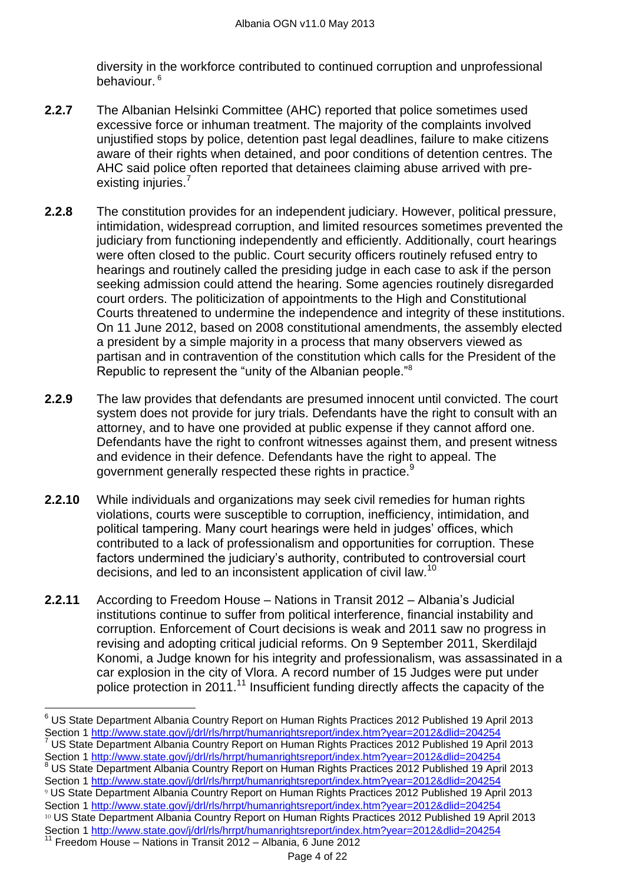diversity in the workforce contributed to continued corruption and unprofessional behaviour. [6]

**2.2.7** The Albanian Helsinki Committee (AHC) reported that police sometimes used excessive force or inhuman treatment. The majority of the complaints involved unjustified stops by police, detention past legal deadlines, failure to make citizens aware of their rights when detained, and poor conditions of detention centres. The AHC said police often reported that detainees claiming abuse arrived with pre-existing injuries.[7]

**2.2.8** The constitution provides for an independent judiciary. However, political pressure, intimidation, widespread corruption, and limited resources sometimes prevented the judiciary from functioning independently and efficiently. Additionally, court hearings were often closed to the public. Court security officers routinely refused entry to hearings and routinely called the presiding judge in each case to ask if the person seeking admission could attend the hearing. Some agencies routinely disregarded court orders. The politicization of appointments to the High and Constitutional Courts threatened to undermine the independence and integrity of these institutions. On 11 June 2012, based on 2008 constitutional amendments, the assembly elected a president by a simple majority in a process that many observers viewed as partisan and in contravention of the constitution which calls for the President of the Republic to represent the "unity of the Albanian people."[8]

**2.2.9** The law provides that defendants are presumed innocent until convicted. The court system does not provide for jury trials. Defendants have the right to consult with an attorney, and to have one provided at public expense if they cannot afford one. Defendants have the right to confront witnesses against them, and present witness and evidence in their defence. Defendants have the right to appeal. The government generally respected these rights in practice.[9]

**2.2.10** While individuals and organizations may seek civil remedies for human rights violations, courts were susceptible to corruption, inefficiency, intimidation, and political tampering. Many court hearings were held in judges' offices, which contributed to a lack of professionalism and opportunities for corruption. These factors undermined the judiciary's authority, contributed to controversial court decisions, and led to an inconsistent application of civil law.[10]

**2.2.11** According to Freedom House – Nations in Transit 2012 – Albania's Judicial institutions continue to suffer from political interference, financial instability and corruption. Enforcement of Court decisions is weak and 2011 saw no progress in revising and adopting critical judicial reforms. On 9 September 2011, Skerdilajd Konomi, a Judge known for his integrity and professionalism, was assassinated in a car explosion in the city of Vlora. A record number of 15 Judges were put under police protection in 2011.[11] Insufficient funding directly affects the capacity of the

---

[6] US State Department Albania Country Report on Human Rights Practices 2012 Published 19 April 2013 Section 1 http://www.state.gov/j/drl/rls/hrrpt/humanrightsreport/index.htm?year=2012&dlid=204254

[7] US State Department Albania Country Report on Human Rights Practices 2012 Published 19 April 2013 Section 1 http://www.state.gov/j/drl/rls/hrrpt/humanrightsreport/index.htm?year=2012&dlid=204254

[8] US State Department Albania Country Report on Human Rights Practices 2012 Published 19 April 2013 Section 1 http://www.state.gov/j/drl/rls/hrrpt/humanrightsreport/index.htm?year=2012&dlid=204254

[9] US State Department Albania Country Report on Human Rights Practices 2012 Published 19 April 2013 Section 1 http://www.state.gov/j/drl/rls/hrrpt/humanrightsreport/index.htm?year=2012&dlid=204254

[10] US State Department Albania Country Report on Human Rights Practices 2012 Published 19 April 2013 Section 1 http://www.state.gov/j/drl/rls/hrrpt/humanrightsreport/index.htm?year=2012&dlid=204254

[11] Freedom House – Nations in Transit 2012 – Albania, 6 June 2012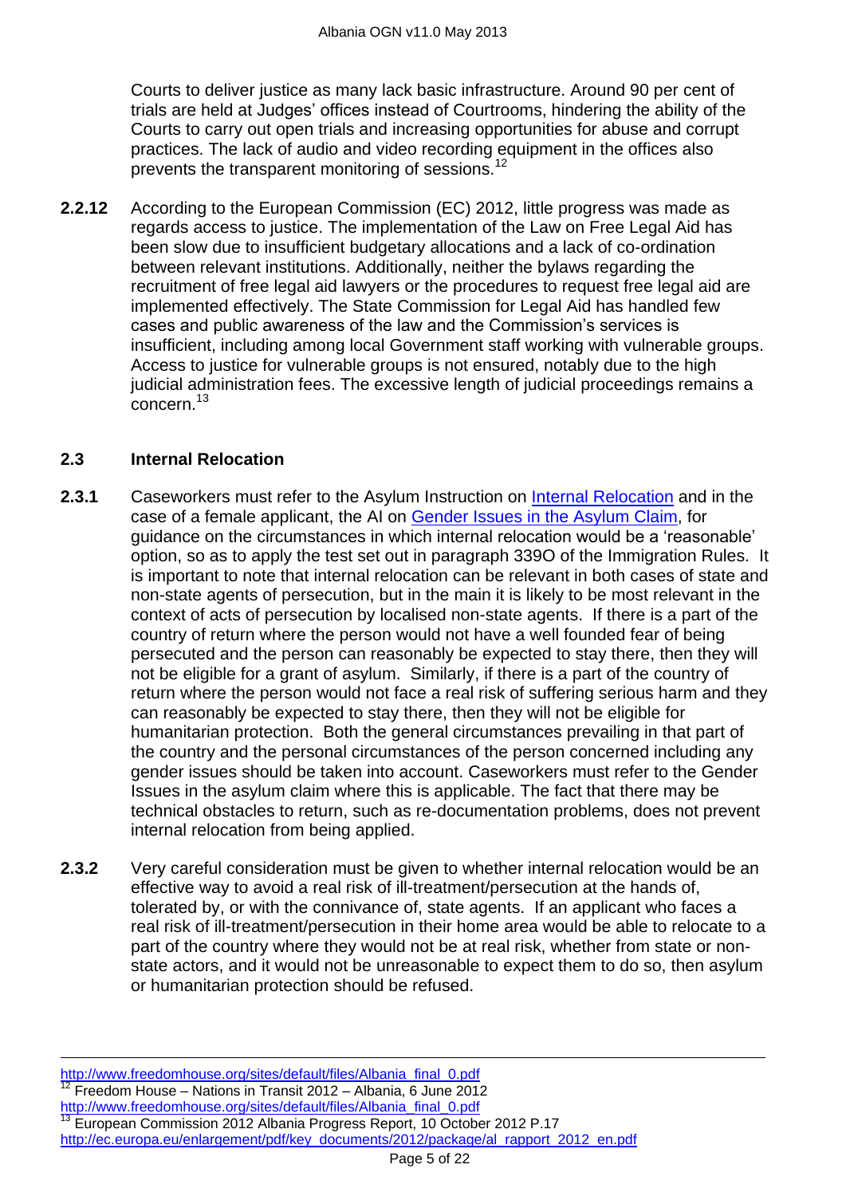Courts to deliver justice as many lack basic infrastructure. Around 90 per cent of trials are held at Judges' offices instead of Courtrooms, hindering the ability of the Courts to carry out open trials and increasing opportunities for abuse and corrupt practices. The lack of audio and video recording equipment in the offices also prevents the transparent monitoring of sessions.[12]

**2.2.12** According to the European Commission (EC) 2012, little progress was made as regards access to justice. The implementation of the Law on Free Legal Aid has been slow due to insufficient budgetary allocations and a lack of co-ordination between relevant institutions. Additionally, neither the bylaws regarding the recruitment of free legal aid lawyers or the procedures to request free legal aid are implemented effectively. The State Commission for Legal Aid has handled few cases and public awareness of the law and the Commission's services is insufficient, including among local Government staff working with vulnerable groups. Access to justice for vulnerable groups is not ensured, notably due to the high judicial administration fees. The excessive length of judicial proceedings remains a concern.[13]

## 2.3 Internal Relocation

**2.3.1** Caseworkers must refer to the Asylum Instruction on [Internal Relocation]() and in the case of a female applicant, the AI on [Gender Issues in the Asylum Claim](), for guidance on the circumstances in which internal relocation would be a 'reasonable' option, so as to apply the test set out in paragraph 339O of the Immigration Rules. It is important to note that internal relocation can be relevant in both cases of state and non-state agents of persecution, but in the main it is likely to be most relevant in the context of acts of persecution by localised non-state agents. If there is a part of the country of return where the person would not have a well founded fear of being persecuted and the person can reasonably be expected to stay there, then they will not be eligible for a grant of asylum. Similarly, if there is a part of the country of return where the person would not face a real risk of suffering serious harm and they can reasonably be expected to stay there, then they will not be eligible for humanitarian protection. Both the general circumstances prevailing in that part of the country and the personal circumstances of the person concerned including any gender issues should be taken into account. Caseworkers must refer to the Gender Issues in the asylum claim where this is applicable. The fact that there may be technical obstacles to return, such as re-documentation problems, does not prevent internal relocation from being applied.

**2.3.2** Very careful consideration must be given to whether internal relocation would be an effective way to avoid a real risk of ill-treatment/persecution at the hands of, tolerated by, or with the connivance of, state agents. If an applicant who faces a real risk of ill-treatment/persecution in their home area would be able to relocate to a part of the country where they would not be at real risk, whether from state or non-state actors, and it would not be unreasonable to expect them to do so, then asylum or humanitarian protection should be refused.

---

http://www.freedomhouse.org/sites/default/files/Albania_final_0.pdf

[12] Freedom House – Nations in Transit 2012 – Albania, 6 June 2012 http://www.freedomhouse.org/sites/default/files/Albania_final_0.pdf

[13] European Commission 2012 Albania Progress Report, 10 October 2012 P.17 http://ec.europa.eu/enlargement/pdf/key_documents/2012/package/al_rapport_2012_en.pdf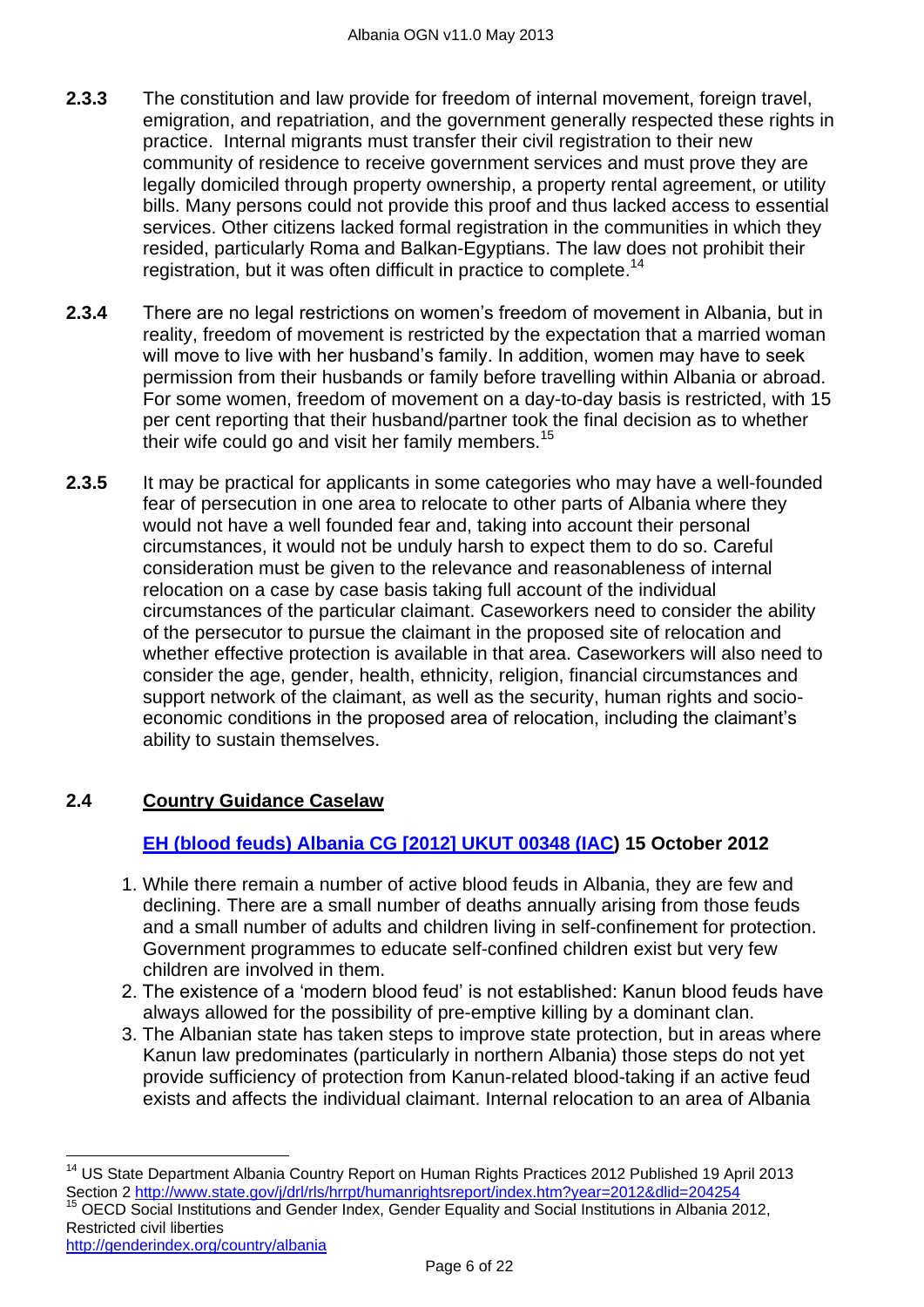**2.3.3** The constitution and law provide for freedom of internal movement, foreign travel, emigration, and repatriation, and the government generally respected these rights in practice. Internal migrants must transfer their civil registration to their new community of residence to receive government services and must prove they are legally domiciled through property ownership, a property rental agreement, or utility bills. Many persons could not provide this proof and thus lacked access to essential services. Other citizens lacked formal registration in the communities in which they resided, particularly Roma and Balkan-Egyptians. The law does not prohibit their registration, but it was often difficult in practice to complete.[14]

**2.3.4** There are no legal restrictions on women's freedom of movement in Albania, but in reality, freedom of movement is restricted by the expectation that a married woman will move to live with her husband's family. In addition, women may have to seek permission from their husbands or family before travelling within Albania or abroad. For some women, freedom of movement on a day-to-day basis is restricted, with 15 per cent reporting that their husband/partner took the final decision as to whether their wife could go and visit her family members.[15]

**2.3.5** It may be practical for applicants in some categories who may have a well-founded fear of persecution in one area to relocate to other parts of Albania where they would not have a well founded fear and, taking into account their personal circumstances, it would not be unduly harsh to expect them to do so. Careful consideration must be given to the relevance and reasonableness of internal relocation on a case by case basis taking full account of the individual circumstances of the particular claimant. Caseworkers need to consider the ability of the persecutor to pursue the claimant in the proposed site of relocation and whether effective protection is available in that area. Caseworkers will also need to consider the age, gender, health, ethnicity, religion, financial circumstances and support network of the claimant, as well as the security, human rights and socio-economic conditions in the proposed area of relocation, including the claimant's ability to sustain themselves.

## 2.4 Country Guidance Caselaw

**EH (blood feuds) Albania CG [2012] UKUT 00348 (IAC) 15 October 2012**

1. While there remain a number of active blood feuds in Albania, they are few and declining. There are a small number of deaths annually arising from those feuds and a small number of adults and children living in self-confinement for protection. Government programmes to educate self-confined children exist but very few children are involved in them.
2. The existence of a 'modern blood feud' is not established: Kanun blood feuds have always allowed for the possibility of pre-emptive killing by a dominant clan.
3. The Albanian state has taken steps to improve state protection, but in areas where Kanun law predominates (particularly in northern Albania) those steps do not yet provide sufficiency of protection from Kanun-related blood-taking if an active feud exists and affects the individual claimant. Internal relocation to an area of Albania

---

[14] US State Department Albania Country Report on Human Rights Practices 2012 Published 19 April 2013 Section 2 http://www.state.gov/j/drl/rls/hrrpt/humanrightsreport/index.htm?year=2012&dlid=204254

[15] OECD Social Institutions and Gender Index, Gender Equality and Social Institutions in Albania 2012, Restricted civil liberties http://genderindex.org/country/albania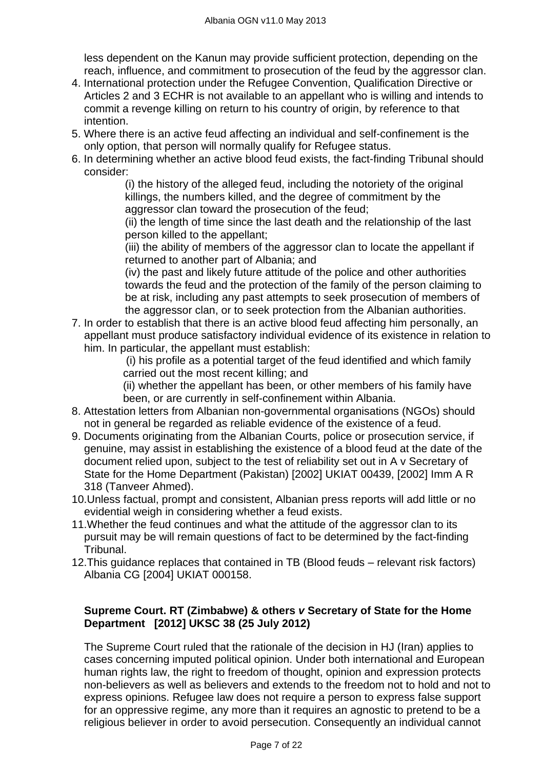less dependent on the Kanun may provide sufficient protection, depending on the reach, influence, and commitment to prosecution of the feud by the aggressor clan.

4. International protection under the Refugee Convention, Qualification Directive or Articles 2 and 3 ECHR is not available to an appellant who is willing and intends to commit a revenge killing on return to his country of origin, by reference to that intention.
5. Where there is an active feud affecting an individual and self-confinement is the only option, that person will normally qualify for Refugee status.
6. In determining whether an active blood feud exists, the fact-finding Tribunal should consider:

   (i) the history of the alleged feud, including the notoriety of the original killings, the numbers killed, and the degree of commitment by the aggressor clan toward the prosecution of the feud;

   (ii) the length of time since the last death and the relationship of the last person killed to the appellant;

   (iii) the ability of members of the aggressor clan to locate the appellant if returned to another part of Albania; and

   (iv) the past and likely future attitude of the police and other authorities towards the feud and the protection of the family of the person claiming to be at risk, including any past attempts to seek prosecution of members of the aggressor clan, or to seek protection from the Albanian authorities.
7. In order to establish that there is an active blood feud affecting him personally, an appellant must produce satisfactory individual evidence of its existence in relation to him. In particular, the appellant must establish:

   (i) his profile as a potential target of the feud identified and which family carried out the most recent killing; and

   (ii) whether the appellant has been, or other members of his family have been, or are currently in self-confinement within Albania.
8. Attestation letters from Albanian non-governmental organisations (NGOs) should not in general be regarded as reliable evidence of the existence of a feud.
9. Documents originating from the Albanian Courts, police or prosecution service, if genuine, may assist in establishing the existence of a blood feud at the date of the document relied upon, subject to the test of reliability set out in A v Secretary of State for the Home Department (Pakistan) [2002] UKIAT 00439, [2002] Imm A R 318 (Tanveer Ahmed).
10. Unless factual, prompt and consistent, Albanian press reports will add little or no evidential weigh in considering whether a feud exists.
11. Whether the feud continues and what the attitude of the aggressor clan to its pursuit may be will remain questions of fact to be determined by the fact-finding Tribunal.
12. This guidance replaces that contained in TB (Blood feuds – relevant risk factors) Albania CG [2004] UKIAT 000158.

**Supreme Court. RT (Zimbabwe) & others *v* Secretary of State for the Home Department [2012] UKSC 38 (25 July 2012)**

The Supreme Court ruled that the rationale of the decision in HJ (Iran) applies to cases concerning imputed political opinion. Under both international and European human rights law, the right to freedom of thought, opinion and expression protects non-believers as well as believers and extends to the freedom not to hold and not to express opinions. Refugee law does not require a person to express false support for an oppressive regime, any more than it requires an agnostic to pretend to be a religious believer in order to avoid persecution. Consequently an individual cannot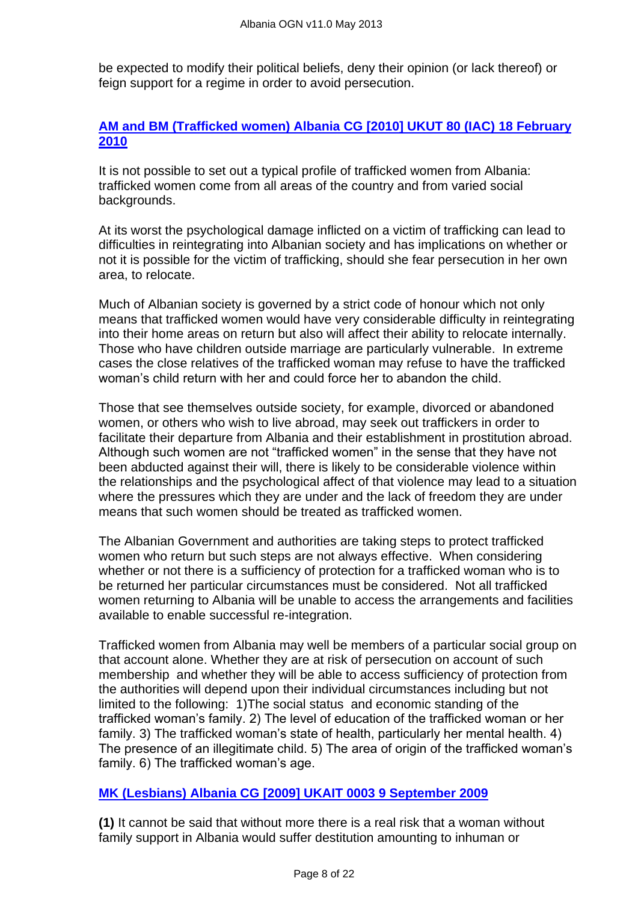be expected to modify their political beliefs, deny their opinion (or lack thereof) or feign support for a regime in order to avoid persecution.

**AM and BM (Trafficked women) Albania CG [2010] UKUT 80 (IAC) 18 February 2010**

It is not possible to set out a typical profile of trafficked women from Albania: trafficked women come from all areas of the country and from varied social backgrounds.

At its worst the psychological damage inflicted on a victim of trafficking can lead to difficulties in reintegrating into Albanian society and has implications on whether or not it is possible for the victim of trafficking, should she fear persecution in her own area, to relocate.

Much of Albanian society is governed by a strict code of honour which not only means that trafficked women would have very considerable difficulty in reintegrating into their home areas on return but also will affect their ability to relocate internally. Those who have children outside marriage are particularly vulnerable. In extreme cases the close relatives of the trafficked woman may refuse to have the trafficked woman's child return with her and could force her to abandon the child.

Those that see themselves outside society, for example, divorced or abandoned women, or others who wish to live abroad, may seek out traffickers in order to facilitate their departure from Albania and their establishment in prostitution abroad. Although such women are not "trafficked women" in the sense that they have not been abducted against their will, there is likely to be considerable violence within the relationships and the psychological affect of that violence may lead to a situation where the pressures which they are under and the lack of freedom they are under means that such women should be treated as trafficked women.

The Albanian Government and authorities are taking steps to protect trafficked women who return but such steps are not always effective. When considering whether or not there is a sufficiency of protection for a trafficked woman who is to be returned her particular circumstances must be considered. Not all trafficked women returning to Albania will be unable to access the arrangements and facilities available to enable successful re-integration.

Trafficked women from Albania may well be members of a particular social group on that account alone. Whether they are at risk of persecution on account of such membership and whether they will be able to access sufficiency of protection from the authorities will depend upon their individual circumstances including but not limited to the following: 1)The social status and economic standing of the trafficked woman's family. 2) The level of education of the trafficked woman or her family. 3) The trafficked woman's state of health, particularly her mental health. 4) The presence of an illegitimate child. 5) The area of origin of the trafficked woman's family. 6) The trafficked woman's age.

**MK (Lesbians) Albania CG [2009] UKAIT 0003 9 September 2009**

**(1)** It cannot be said that without more there is a real risk that a woman without family support in Albania would suffer destitution amounting to inhuman or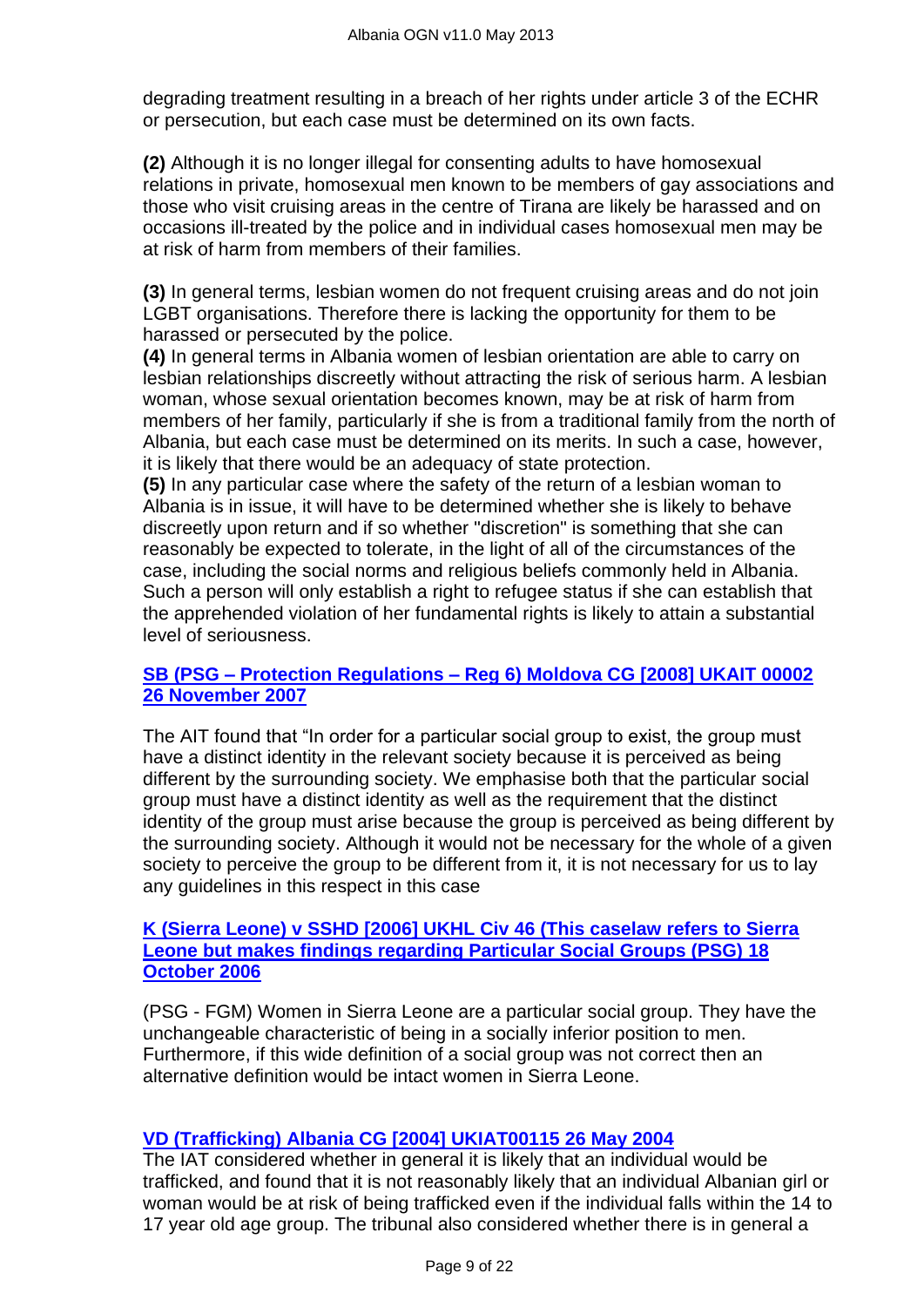degrading treatment resulting in a breach of her rights under article 3 of the ECHR or persecution, but each case must be determined on its own facts.

**(2)** Although it is no longer illegal for consenting adults to have homosexual relations in private, homosexual men known to be members of gay associations and those who visit cruising areas in the centre of Tirana are likely be harassed and on occasions ill-treated by the police and in individual cases homosexual men may be at risk of harm from members of their families.

**(3)** In general terms, lesbian women do not frequent cruising areas and do not join LGBT organisations. Therefore there is lacking the opportunity for them to be harassed or persecuted by the police.

**(4)** In general terms in Albania women of lesbian orientation are able to carry on lesbian relationships discreetly without attracting the risk of serious harm. A lesbian woman, whose sexual orientation becomes known, may be at risk of harm from members of her family, particularly if she is from a traditional family from the north of Albania, but each case must be determined on its merits. In such a case, however, it is likely that there would be an adequacy of state protection.

**(5)** In any particular case where the safety of the return of a lesbian woman to Albania is in issue, it will have to be determined whether she is likely to behave discreetly upon return and if so whether "discretion" is something that she can reasonably be expected to tolerate, in the light of all of the circumstances of the case, including the social norms and religious beliefs commonly held in Albania. Such a person will only establish a right to refugee status if she can establish that the apprehended violation of her fundamental rights is likely to attain a substantial level of seriousness.

**SB (PSG – Protection Regulations – Reg 6) Moldova CG [2008] UKAIT 00002 26 November 2007**

The AIT found that "In order for a particular social group to exist, the group must have a distinct identity in the relevant society because it is perceived as being different by the surrounding society. We emphasise both that the particular social group must have a distinct identity as well as the requirement that the distinct identity of the group must arise because the group is perceived as being different by the surrounding society. Although it would not be necessary for the whole of a given society to perceive the group to be different from it, it is not necessary for us to lay any guidelines in this respect in this case

**K (Sierra Leone) v SSHD [2006] UKHL Civ 46 (This caselaw refers to Sierra Leone but makes findings regarding Particular Social Groups (PSG) 18 October 2006**

(PSG - FGM) Women in Sierra Leone are a particular social group. They have the unchangeable characteristic of being in a socially inferior position to men. Furthermore, if this wide definition of a social group was not correct then an alternative definition would be intact women in Sierra Leone.

**VD (Trafficking) Albania CG [2004] UKIAT00115 26 May 2004**

The IAT considered whether in general it is likely that an individual would be trafficked, and found that it is not reasonably likely that an individual Albanian girl or woman would be at risk of being trafficked even if the individual falls within the 14 to 17 year old age group. The tribunal also considered whether there is in general a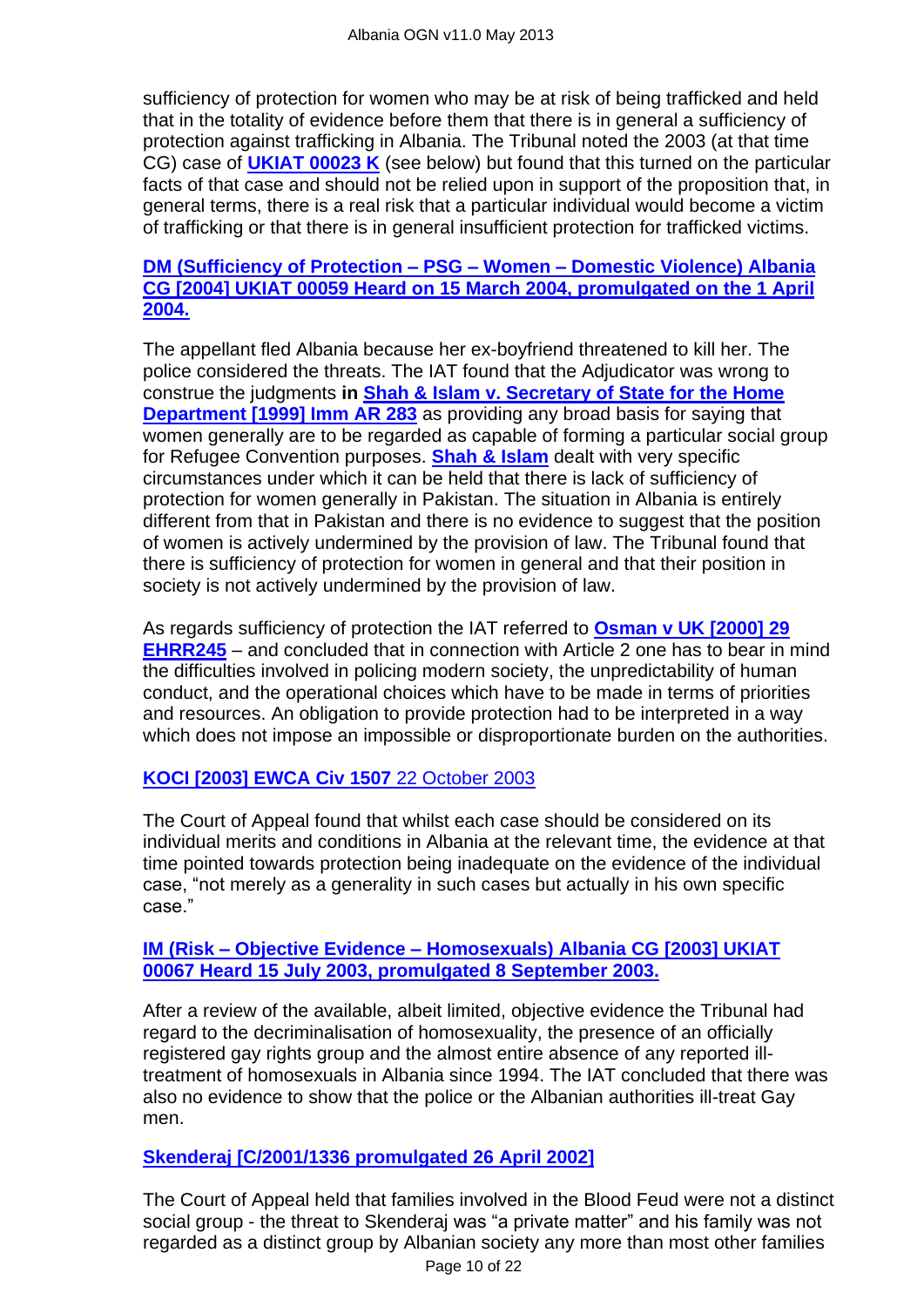sufficiency of protection for women who may be at risk of being trafficked and held that in the totality of evidence before them that there is in general a sufficiency of protection against trafficking in Albania. The Tribunal noted the 2003 (at that time CG) case of **UKIAT 00023 K** (see below) but found that this turned on the particular facts of that case and should not be relied upon in support of the proposition that, in general terms, there is a real risk that a particular individual would become a victim of trafficking or that there is in general insufficient protection for trafficked victims.

**DM (Sufficiency of Protection – PSG – Women – Domestic Violence) Albania CG [2004] UKIAT 00059 Heard on 15 March 2004, promulgated on the 1 April 2004.**

The appellant fled Albania because her ex-boyfriend threatened to kill her. The police considered the threats. The IAT found that the Adjudicator was wrong to construe the judgments **in Shah & Islam v. Secretary of State for the Home Department [1999] Imm AR 283** as providing any broad basis for saying that women generally are to be regarded as capable of forming a particular social group for Refugee Convention purposes. **Shah & Islam** dealt with very specific circumstances under which it can be held that there is lack of sufficiency of protection for women generally in Pakistan. The situation in Albania is entirely different from that in Pakistan and there is no evidence to suggest that the position of women is actively undermined by the provision of law. The Tribunal found that there is sufficiency of protection for women in general and that their position in society is not actively undermined by the provision of law.

As regards sufficiency of protection the IAT referred to **Osman v UK [2000] 29 EHRR245** – and concluded that in connection with Article 2 one has to bear in mind the difficulties involved in policing modern society, the unpredictability of human conduct, and the operational choices which have to be made in terms of priorities and resources. An obligation to provide protection had to be interpreted in a way which does not impose an impossible or disproportionate burden on the authorities.

**KOCI [2003] EWCA Civ 1507** 22 October 2003

The Court of Appeal found that whilst each case should be considered on its individual merits and conditions in Albania at the relevant time, the evidence at that time pointed towards protection being inadequate on the evidence of the individual case, "not merely as a generality in such cases but actually in his own specific case."

**IM (Risk – Objective Evidence – Homosexuals) Albania CG [2003] UKIAT 00067 Heard 15 July 2003, promulgated 8 September 2003.**

After a review of the available, albeit limited, objective evidence the Tribunal had regard to the decriminalisation of homosexuality, the presence of an officially registered gay rights group and the almost entire absence of any reported ill-treatment of homosexuals in Albania since 1994. The IAT concluded that there was also no evidence to show that the police or the Albanian authorities ill-treat Gay men.

**Skenderaj [C/2001/1336 promulgated 26 April 2002]**

The Court of Appeal held that families involved in the Blood Feud were not a distinct social group - the threat to Skenderaj was "a private matter" and his family was not regarded as a distinct group by Albanian society any more than most other families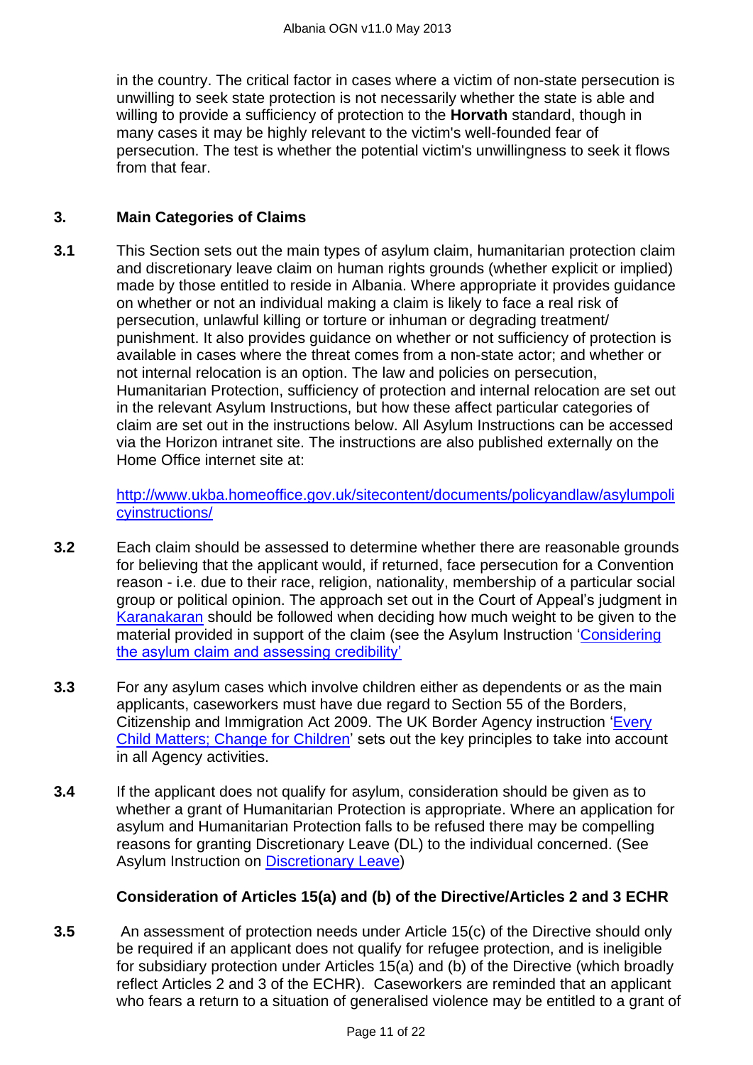in the country. The critical factor in cases where a victim of non-state persecution is unwilling to seek state protection is not necessarily whether the state is able and willing to provide a sufficiency of protection to the **Horvath** standard, though in many cases it may be highly relevant to the victim's well-founded fear of persecution. The test is whether the potential victim's unwillingness to seek it flows from that fear.

## 3. Main Categories of Claims

**3.1** This Section sets out the main types of asylum claim, humanitarian protection claim and discretionary leave claim on human rights grounds (whether explicit or implied) made by those entitled to reside in Albania. Where appropriate it provides guidance on whether or not an individual making a claim is likely to face a real risk of persecution, unlawful killing or torture or inhuman or degrading treatment/ punishment. It also provides guidance on whether or not sufficiency of protection is available in cases where the threat comes from a non-state actor; and whether or not internal relocation is an option. The law and policies on persecution, Humanitarian Protection, sufficiency of protection and internal relocation are set out in the relevant Asylum Instructions, but how these affect particular categories of claim are set out in the instructions below. All Asylum Instructions can be accessed via the Horizon intranet site. The instructions are also published externally on the Home Office internet site at:

[http://www.ukba.homeoffice.gov.uk/sitecontent/documents/policyandlaw/asylumpolicyinstructions/](http://www.ukba.homeoffice.gov.uk/sitecontent/documents/policyandlaw/asylumpolicyinstructions/)

**3.2** Each claim should be assessed to determine whether there are reasonable grounds for believing that the applicant would, if returned, face persecution for a Convention reason - i.e. due to their race, religion, nationality, membership of a particular social group or political opinion. The approach set out in the Court of Appeal's judgment in Karanakaran should be followed when deciding how much weight to be given to the material provided in support of the claim (see the Asylum Instruction 'Considering the asylum claim and assessing credibility'

**3.3** For any asylum cases which involve children either as dependents or as the main applicants, caseworkers must have due regard to Section 55 of the Borders, Citizenship and Immigration Act 2009. The UK Border Agency instruction 'Every Child Matters; Change for Children' sets out the key principles to take into account in all Agency activities.

**3.4** If the applicant does not qualify for asylum, consideration should be given as to whether a grant of Humanitarian Protection is appropriate. Where an application for asylum and Humanitarian Protection falls to be refused there may be compelling reasons for granting Discretionary Leave (DL) to the individual concerned. (See Asylum Instruction on Discretionary Leave)

### Consideration of Articles 15(a) and (b) of the Directive/Articles 2 and 3 ECHR

**3.5** An assessment of protection needs under Article 15(c) of the Directive should only be required if an applicant does not qualify for refugee protection, and is ineligible for subsidiary protection under Articles 15(a) and (b) of the Directive (which broadly reflect Articles 2 and 3 of the ECHR). Caseworkers are reminded that an applicant who fears a return to a situation of generalised violence may be entitled to a grant of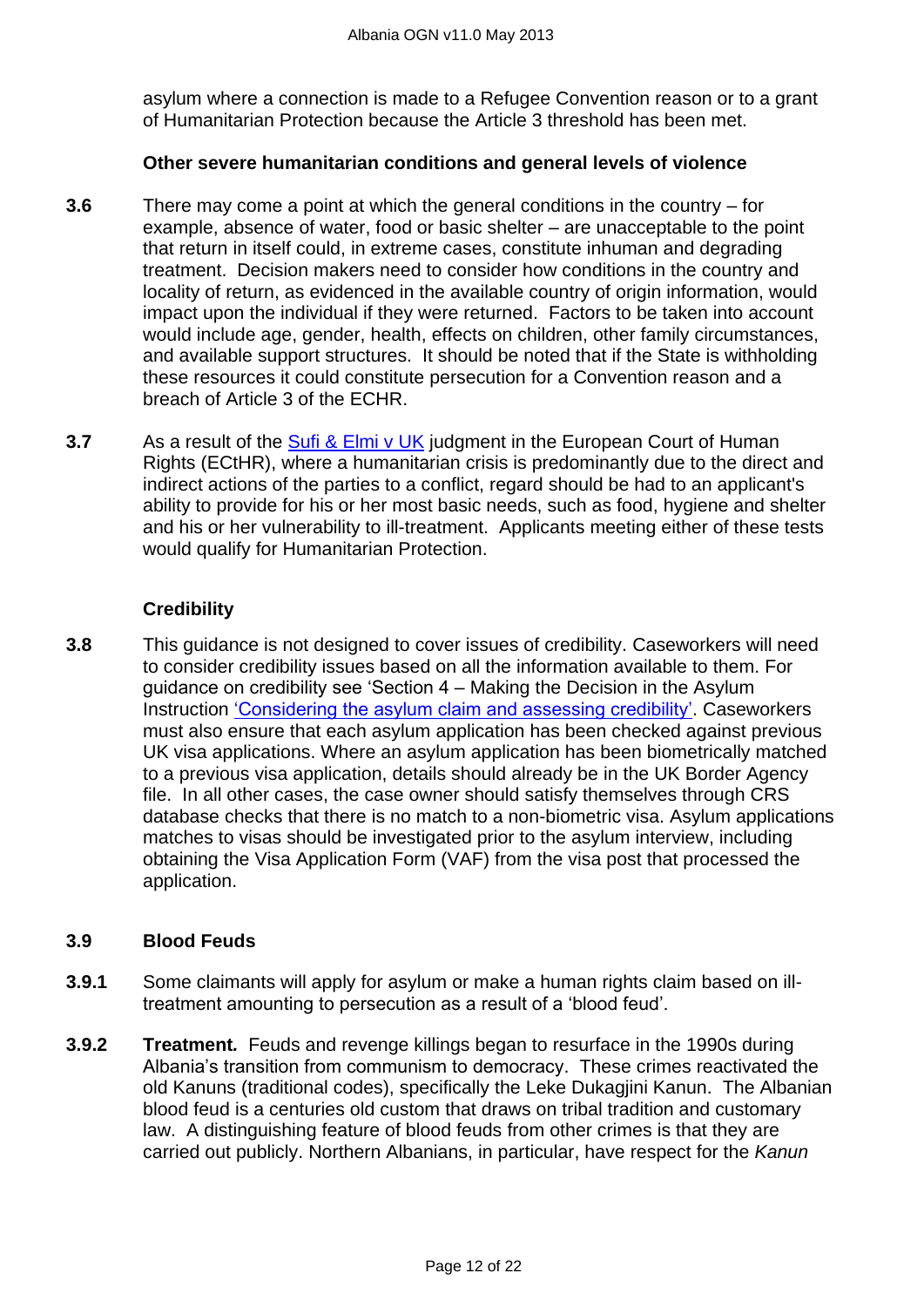asylum where a connection is made to a Refugee Convention reason or to a grant of Humanitarian Protection because the Article 3 threshold has been met.

**Other severe humanitarian conditions and general levels of violence**

**3.6** There may come a point at which the general conditions in the country – for example, absence of water, food or basic shelter – are unacceptable to the point that return in itself could, in extreme cases, constitute inhuman and degrading treatment. Decision makers need to consider how conditions in the country and locality of return, as evidenced in the available country of origin information, would impact upon the individual if they were returned. Factors to be taken into account would include age, gender, health, effects on children, other family circumstances, and available support structures. It should be noted that if the State is withholding these resources it could constitute persecution for a Convention reason and a breach of Article 3 of the ECHR.

**3.7** As a result of the Sufi & Elmi v UK judgment in the European Court of Human Rights (ECtHR), where a humanitarian crisis is predominantly due to the direct and indirect actions of the parties to a conflict, regard should be had to an applicant's ability to provide for his or her most basic needs, such as food, hygiene and shelter and his or her vulnerability to ill-treatment. Applicants meeting either of these tests would qualify for Humanitarian Protection.

**Credibility**

**3.8** This guidance is not designed to cover issues of credibility. Caseworkers will need to consider credibility issues based on all the information available to them. For guidance on credibility see 'Section 4 – Making the Decision in the Asylum Instruction 'Considering the asylum claim and assessing credibility'. Caseworkers must also ensure that each asylum application has been checked against previous UK visa applications. Where an asylum application has been biometrically matched to a previous visa application, details should already be in the UK Border Agency file. In all other cases, the case owner should satisfy themselves through CRS database checks that there is no match to a non-biometric visa. Asylum applications matches to visas should be investigated prior to the asylum interview, including obtaining the Visa Application Form (VAF) from the visa post that processed the application.

## 3.9 Blood Feuds

**3.9.1** Some claimants will apply for asylum or make a human rights claim based on ill-treatment amounting to persecution as a result of a 'blood feud'.

**3.9.2** ***Treatment.*** Feuds and revenge killings began to resurface in the 1990s during Albania's transition from communism to democracy. These crimes reactivated the old Kanuns (traditional codes), specifically the Leke Dukagjini Kanun. The Albanian blood feud is a centuries old custom that draws on tribal tradition and customary law. A distinguishing feature of blood feuds from other crimes is that they are carried out publicly. Northern Albanians, in particular, have respect for the *Kanun*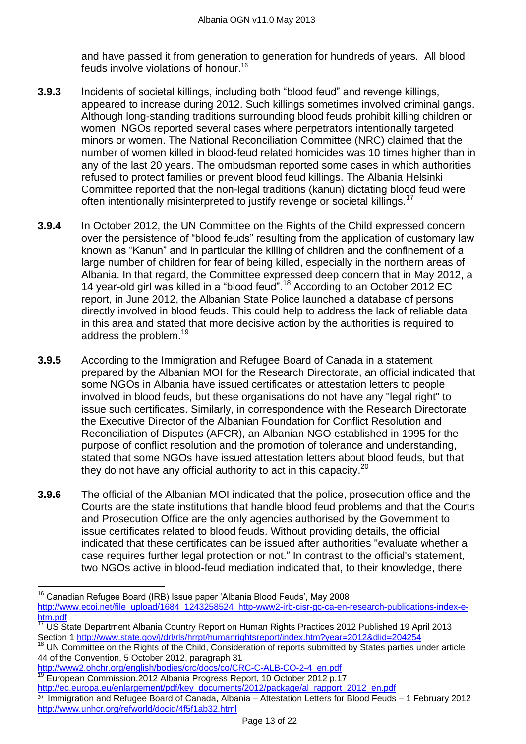and have passed it from generation to generation for hundreds of years. All blood feuds involve violations of honour.[16]

**3.9.3** Incidents of societal killings, including both "blood feud" and revenge killings, appeared to increase during 2012. Such killings sometimes involved criminal gangs. Although long-standing traditions surrounding blood feuds prohibit killing children or women, NGOs reported several cases where perpetrators intentionally targeted minors or women. The National Reconciliation Committee (NRC) claimed that the number of women killed in blood-feud related homicides was 10 times higher than in any of the last 20 years. The ombudsman reported some cases in which authorities refused to protect families or prevent blood feud killings. The Albania Helsinki Committee reported that the non-legal traditions (kanun) dictating blood feud were often intentionally misinterpreted to justify revenge or societal killings.[17]

**3.9.4** In October 2012, the UN Committee on the Rights of the Child expressed concern over the persistence of "blood feuds" resulting from the application of customary law known as "Kanun" and in particular the killing of children and the confinement of a large number of children for fear of being killed, especially in the northern areas of Albania. In that regard, the Committee expressed deep concern that in May 2012, a 14 year-old girl was killed in a "blood feud".[18] According to an October 2012 EC report, in June 2012, the Albanian State Police launched a database of persons directly involved in blood feuds. This could help to address the lack of reliable data in this area and stated that more decisive action by the authorities is required to address the problem.[19]

**3.9.5** According to the Immigration and Refugee Board of Canada in a statement prepared by the Albanian MOI for the Research Directorate, an official indicated that some NGOs in Albania have issued certificates or attestation letters to people involved in blood feuds, but these organisations do not have any "legal right" to issue such certificates. Similarly, in correspondence with the Research Directorate, the Executive Director of the Albanian Foundation for Conflict Resolution and Reconciliation of Disputes (AFCR), an Albanian NGO established in 1995 for the purpose of conflict resolution and the promotion of tolerance and understanding, stated that some NGOs have issued attestation letters about blood feuds, but that they do not have any official authority to act in this capacity.[20]

**3.9.6** The official of the Albanian MOI indicated that the police, prosecution office and the Courts are the state institutions that handle blood feud problems and that the Courts and Prosecution Office are the only agencies authorised by the Government to issue certificates related to blood feuds. Without providing details, the official indicated that these certificates can be issued after authorities "evaluate whether a case requires further legal protection or not." In contrast to the official's statement, two NGOs active in blood-feud mediation indicated that, to their knowledge, there

---

[16] Canadian Refugee Board (IRB) Issue paper 'Albania Blood Feuds', May 2008 http://www.ecoi.net/file_upload/1684_1243258524_http-www2-irb-cisr-gc-ca-en-research-publications-index-e-htm.pdf

[17] US State Department Albania Country Report on Human Rights Practices 2012 Published 19 April 2013 Section 1 http://www.state.gov/j/drl/rls/hrrpt/humanrightsreport/index.htm?year=2012&dlid=204254

[18] UN Committee on the Rights of the Child, Consideration of reports submitted by States parties under article 44 of the Convention, 5 October 2012, paragraph 31 http://www2.ohchr.org/english/bodies/crc/docs/co/CRC-C-ALB-CO-2-4_en.pdf

[19] European Commission,2012 Albania Progress Report, 10 October 2012 p.17 http://ec.europa.eu/enlargement/pdf/key_documents/2012/package/al_rapport_2012_en.pdf

[20] Immigration and Refugee Board of Canada, Albania – Attestation Letters for Blood Feuds – 1 February 2012 http://www.unhcr.org/refworld/docid/4f5f1ab32.html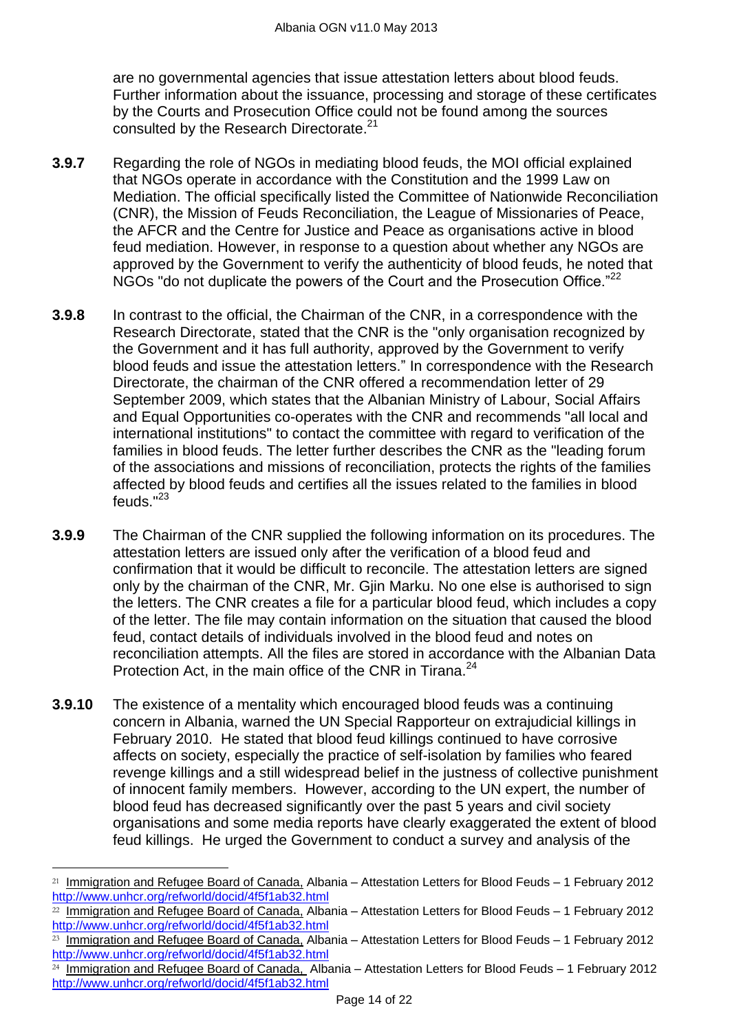are no governmental agencies that issue attestation letters about blood feuds. Further information about the issuance, processing and storage of these certificates by the Courts and Prosecution Office could not be found among the sources consulted by the Research Directorate.[21]

**3.9.7** Regarding the role of NGOs in mediating blood feuds, the MOI official explained that NGOs operate in accordance with the Constitution and the 1999 Law on Mediation. The official specifically listed the Committee of Nationwide Reconciliation (CNR), the Mission of Feuds Reconciliation, the League of Missionaries of Peace, the AFCR and the Centre for Justice and Peace as organisations active in blood feud mediation. However, in response to a question about whether any NGOs are approved by the Government to verify the authenticity of blood feuds, he noted that NGOs "do not duplicate the powers of the Court and the Prosecution Office."[22]

**3.9.8** In contrast to the official, the Chairman of the CNR, in a correspondence with the Research Directorate, stated that the CNR is the "only organisation recognized by the Government and it has full authority, approved by the Government to verify blood feuds and issue the attestation letters." In correspondence with the Research Directorate, the chairman of the CNR offered a recommendation letter of 29 September 2009, which states that the Albanian Ministry of Labour, Social Affairs and Equal Opportunities co-operates with the CNR and recommends "all local and international institutions" to contact the committee with regard to verification of the families in blood feuds. The letter further describes the CNR as the "leading forum of the associations and missions of reconciliation, protects the rights of the families affected by blood feuds and certifies all the issues related to the families in blood feuds."[23]

**3.9.9** The Chairman of the CNR supplied the following information on its procedures. The attestation letters are issued only after the verification of a blood feud and confirmation that it would be difficult to reconcile. The attestation letters are signed only by the chairman of the CNR, Mr. Gjin Marku. No one else is authorised to sign the letters. The CNR creates a file for a particular blood feud, which includes a copy of the letter. The file may contain information on the situation that caused the blood feud, contact details of individuals involved in the blood feud and notes on reconciliation attempts. All the files are stored in accordance with the Albanian Data Protection Act, in the main office of the CNR in Tirana.[24]

**3.9.10** The existence of a mentality which encouraged blood feuds was a continuing concern in Albania, warned the UN Special Rapporteur on extrajudicial killings in February 2010. He stated that blood feud killings continued to have corrosive affects on society, especially the practice of self-isolation by families who feared revenge killings and a still widespread belief in the justness of collective punishment of innocent family members. However, according to the UN expert, the number of blood feud has decreased significantly over the past 5 years and civil society organisations and some media reports have clearly exaggerated the extent of blood feud killings. He urged the Government to conduct a survey and analysis of the

---

[21] Immigration and Refugee Board of Canada, Albania – Attestation Letters for Blood Feuds – 1 February 2012 http://www.unhcr.org/refworld/docid/4f5f1ab32.html

[22] Immigration and Refugee Board of Canada, Albania – Attestation Letters for Blood Feuds – 1 February 2012 http://www.unhcr.org/refworld/docid/4f5f1ab32.html

[23] Immigration and Refugee Board of Canada, Albania – Attestation Letters for Blood Feuds – 1 February 2012 http://www.unhcr.org/refworld/docid/4f5f1ab32.html

[24] Immigration and Refugee Board of Canada, Albania – Attestation Letters for Blood Feuds – 1 February 2012 http://www.unhcr.org/refworld/docid/4f5f1ab32.html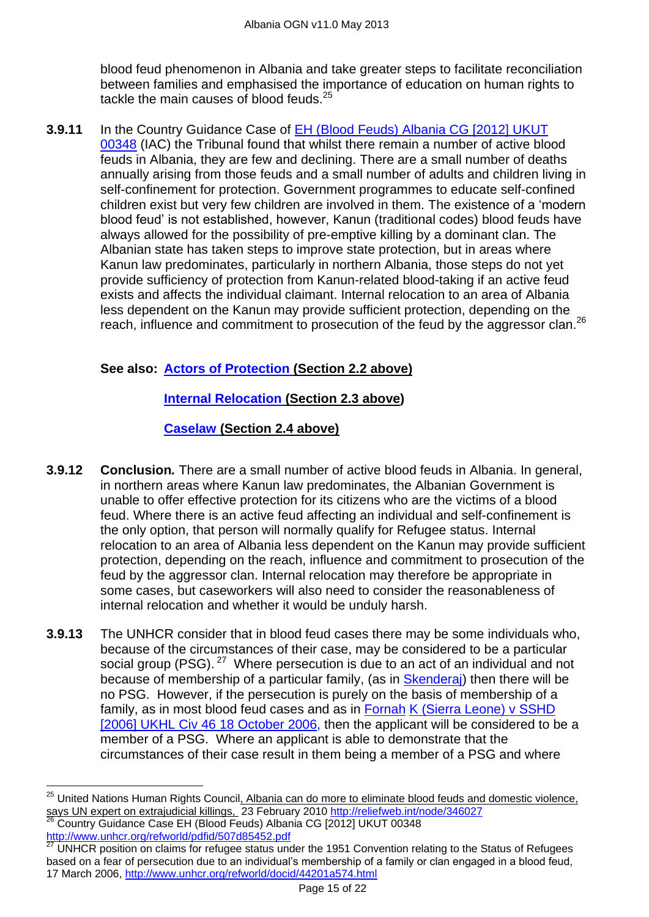blood feud phenomenon in Albania and take greater steps to facilitate reconciliation between families and emphasised the importance of education on human rights to tackle the main causes of blood feuds.[25]

**3.9.11** In the Country Guidance Case of [EH (Blood Feuds) Albania CG [2012] UKUT 00348](http://www.unhcr.org/refworld/pdfid/507d85452.pdf) (IAC) the Tribunal found that whilst there remain a number of active blood feuds in Albania, they are few and declining. There are a small number of deaths annually arising from those feuds and a small number of adults and children living in self-confinement for protection. Government programmes to educate self-confined children exist but very few children are involved in them. The existence of a 'modern blood feud' is not established, however, Kanun (traditional codes) blood feuds have always allowed for the possibility of pre-emptive killing by a dominant clan. The Albanian state has taken steps to improve state protection, but in areas where Kanun law predominates, particularly in northern Albania, those steps do not yet provide sufficiency of protection from Kanun-related blood-taking if an active feud exists and affects the individual claimant. Internal relocation to an area of Albania less dependent on the Kanun may provide sufficient protection, depending on the reach, influence and commitment to prosecution of the feud by the aggressor clan.[26]

**See also: Actors of Protection (Section 2.2 above)**

**Internal Relocation (Section 2.3 above)**

**Caselaw (Section 2.4 above)**

**3.9.12** **Conclusion.** There are a small number of active blood feuds in Albania. In general, in northern areas where Kanun law predominates, the Albanian Government is unable to offer effective protection for its citizens who are the victims of a blood feud. Where there is an active feud affecting an individual and self-confinement is the only option, that person will normally qualify for Refugee status. Internal relocation to an area of Albania less dependent on the Kanun may provide sufficient protection, depending on the reach, influence and commitment to prosecution of the feud by the aggressor clan. Internal relocation may therefore be appropriate in some cases, but caseworkers will also need to consider the reasonableness of internal relocation and whether it would be unduly harsh.

**3.9.13** The UNHCR consider that in blood feud cases there may be some individuals who, because of the circumstances of their case, may be considered to be a particular social group (PSG).[27] Where persecution is due to an act of an individual and not because of membership of a particular family, (as in Skenderaj) then there will be no PSG. However, if the persecution is purely on the basis of membership of a family, as in most blood feud cases and as in Fornah K (Sierra Leone) v SSHD [2006] UKHL Civ 46 18 October 2006, then the applicant will be considered to be a member of a PSG. Where an applicant is able to demonstrate that the circumstances of their case result in them being a member of a PSG and where

---

[25] United Nations Human Rights Council, Albania can do more to eliminate blood feuds and domestic violence, says UN expert on extrajudicial killings, 23 February 2010 http://reliefweb.int/node/346027

[26] Country Guidance Case EH (Blood Feuds) Albania CG [2012] UKUT 00348 http://www.unhcr.org/refworld/pdfid/507d85452.pdf

[27] UNHCR position on claims for refugee status under the 1951 Convention relating to the Status of Refugees based on a fear of persecution due to an individual's membership of a family or clan engaged in a blood feud, 17 March 2006, http://www.unhcr.org/refworld/docid/44201a574.html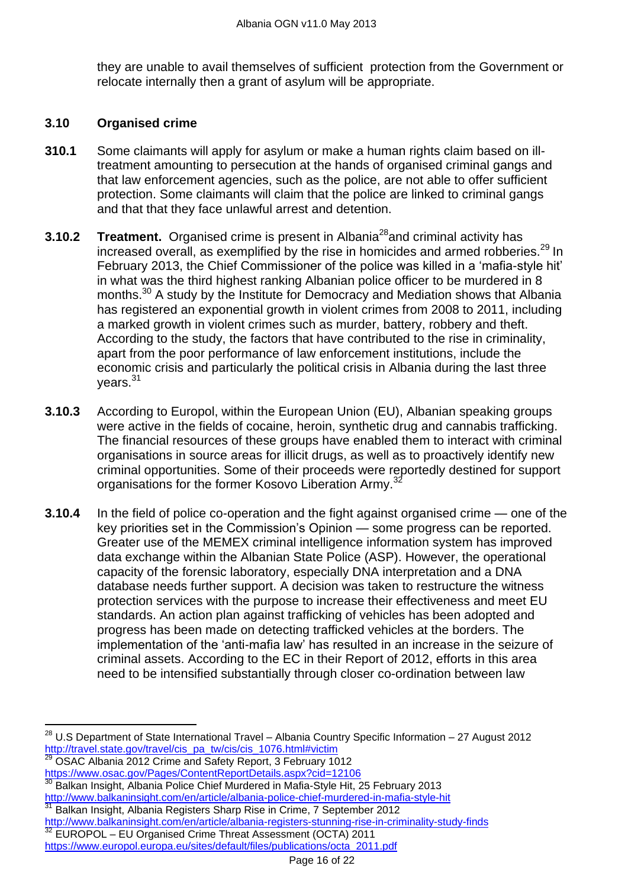they are unable to avail themselves of sufficient protection from the Government or relocate internally then a grant of asylum will be appropriate.

### 3.10 Organised crime

**310.1** Some claimants will apply for asylum or make a human rights claim based on ill-treatment amounting to persecution at the hands of organised criminal gangs and that law enforcement agencies, such as the police, are not able to offer sufficient protection. Some claimants will claim that the police are linked to criminal gangs and that that they face unlawful arrest and detention.

**3.10.2** **Treatment.** Organised crime is present in Albania[28]and criminal activity has increased overall, as exemplified by the rise in homicides and armed robberies.[29] In February 2013, the Chief Commissioner of the police was killed in a 'mafia-style hit' in what was the third highest ranking Albanian police officer to be murdered in 8 months.[30] A study by the Institute for Democracy and Mediation shows that Albania has registered an exponential growth in violent crimes from 2008 to 2011, including a marked growth in violent crimes such as murder, battery, robbery and theft. According to the study, the factors that have contributed to the rise in criminality, apart from the poor performance of law enforcement institutions, include the economic crisis and particularly the political crisis in Albania during the last three years.[31]

**3.10.3** According to Europol, within the European Union (EU), Albanian speaking groups were active in the fields of cocaine, heroin, synthetic drug and cannabis trafficking. The financial resources of these groups have enabled them to interact with criminal organisations in source areas for illicit drugs, as well as to proactively identify new criminal opportunities. Some of their proceeds were reportedly destined for support organisations for the former Kosovo Liberation Army.[32]

**3.10.4** In the field of police co-operation and the fight against organised crime — one of the key priorities set in the Commission's Opinion — some progress can be reported. Greater use of the MEMEX criminal intelligence information system has improved data exchange within the Albanian State Police (ASP). However, the operational capacity of the forensic laboratory, especially DNA interpretation and a DNA database needs further support. A decision was taken to restructure the witness protection services with the purpose to increase their effectiveness and meet EU standards. An action plan against trafficking of vehicles has been adopted and progress has been made on detecting trafficked vehicles at the borders. The implementation of the 'anti-mafia law' has resulted in an increase in the seizure of criminal assets. According to the EC in their Report of 2012, efforts in this area need to be intensified substantially through closer co-ordination between law

---

[28] U.S Department of State International Travel – Albania Country Specific Information – 27 August 2012 http://travel.state.gov/travel/cis_pa_tw/cis/cis_1076.html#victim

[29] OSAC Albania 2012 Crime and Safety Report, 3 February 1012 https://www.osac.gov/Pages/ContentReportDetails.aspx?cid=12106

[30] Balkan Insight, Albania Police Chief Murdered in Mafia-Style Hit, 25 February 2013 http://www.balkaninsight.com/en/article/albania-police-chief-murdered-in-mafia-style-hit

[31] Balkan Insight, Albania Registers Sharp Rise in Crime, 7 September 2012 http://www.balkaninsight.com/en/article/albania-registers-stunning-rise-in-criminality-study-finds

[32] EUROPOL – EU Organised Crime Threat Assessment (OCTA) 2011 https://www.europol.europa.eu/sites/default/files/publications/octa_2011.pdf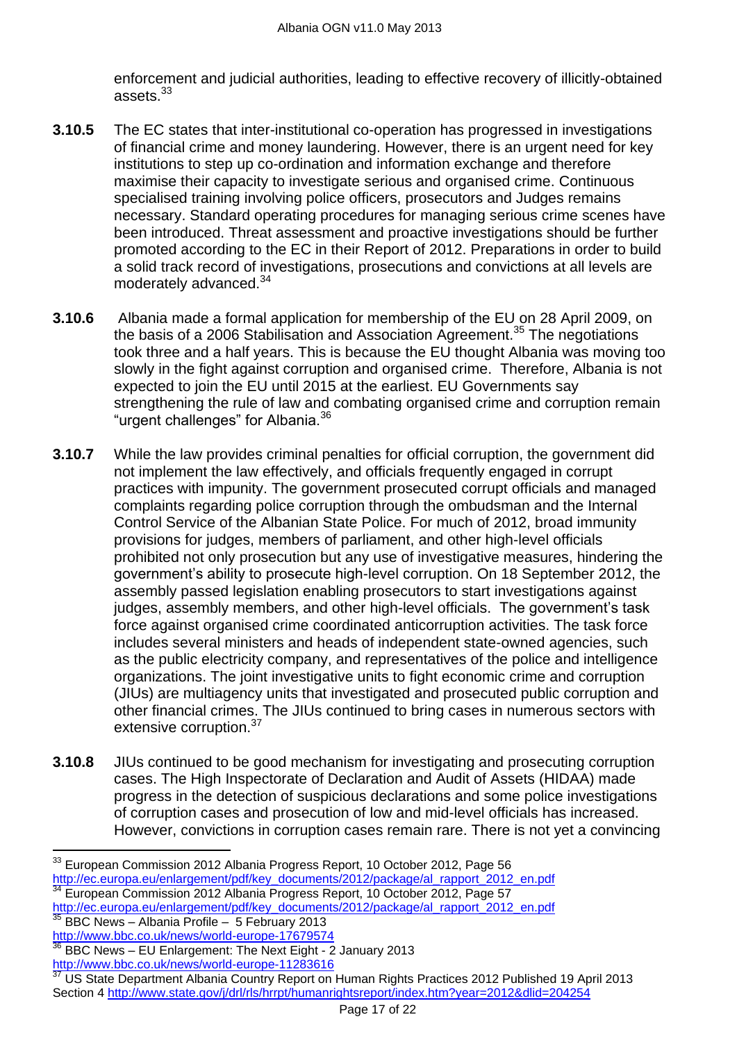enforcement and judicial authorities, leading to effective recovery of illicitly-obtained assets.[33]

**3.10.5** The EC states that inter-institutional co-operation has progressed in investigations of financial crime and money laundering. However, there is an urgent need for key institutions to step up co-ordination and information exchange and therefore maximise their capacity to investigate serious and organised crime. Continuous specialised training involving police officers, prosecutors and Judges remains necessary. Standard operating procedures for managing serious crime scenes have been introduced. Threat assessment and proactive investigations should be further promoted according to the EC in their Report of 2012. Preparations in order to build a solid track record of investigations, prosecutions and convictions at all levels are moderately advanced.[34]

**3.10.6** Albania made a formal application for membership of the EU on 28 April 2009, on the basis of a 2006 Stabilisation and Association Agreement.[35] The negotiations took three and a half years. This is because the EU thought Albania was moving too slowly in the fight against corruption and organised crime. Therefore, Albania is not expected to join the EU until 2015 at the earliest. EU Governments say strengthening the rule of law and combating organised crime and corruption remain "urgent challenges" for Albania.[36]

**3.10.7** While the law provides criminal penalties for official corruption, the government did not implement the law effectively, and officials frequently engaged in corrupt practices with impunity. The government prosecuted corrupt officials and managed complaints regarding police corruption through the ombudsman and the Internal Control Service of the Albanian State Police. For much of 2012, broad immunity provisions for judges, members of parliament, and other high-level officials prohibited not only prosecution but any use of investigative measures, hindering the government's ability to prosecute high-level corruption. On 18 September 2012, the assembly passed legislation enabling prosecutors to start investigations against judges, assembly members, and other high-level officials. The government's task force against organised crime coordinated anticorruption activities. The task force includes several ministers and heads of independent state-owned agencies, such as the public electricity company, and representatives of the police and intelligence organizations. The joint investigative units to fight economic crime and corruption (JIUs) are multiagency units that investigated and prosecuted public corruption and other financial crimes. The JIUs continued to bring cases in numerous sectors with extensive corruption.[37]

**3.10.8** JIUs continued to be good mechanism for investigating and prosecuting corruption cases. The High Inspectorate of Declaration and Audit of Assets (HIDAA) made progress in the detection of suspicious declarations and some police investigations of corruption cases and prosecution of low and mid-level officials has increased. However, convictions in corruption cases remain rare. There is not yet a convincing

---

[33] European Commission 2012 Albania Progress Report, 10 October 2012, Page 56 http://ec.europa.eu/enlargement/pdf/key_documents/2012/package/al_rapport_2012_en.pdf

[34] European Commission 2012 Albania Progress Report, 10 October 2012, Page 57 http://ec.europa.eu/enlargement/pdf/key_documents/2012/package/al_rapport_2012_en.pdf

[35] BBC News – Albania Profile – 5 February 2013 http://www.bbc.co.uk/news/world-europe-17679574

[36] BBC News – EU Enlargement: The Next Eight - 2 January 2013 http://www.bbc.co.uk/news/world-europe-11283616

[37] US State Department Albania Country Report on Human Rights Practices 2012 Published 19 April 2013 Section 4 http://www.state.gov/j/drl/rls/hrrpt/humanrightsreport/index.htm?year=2012&dlid=204254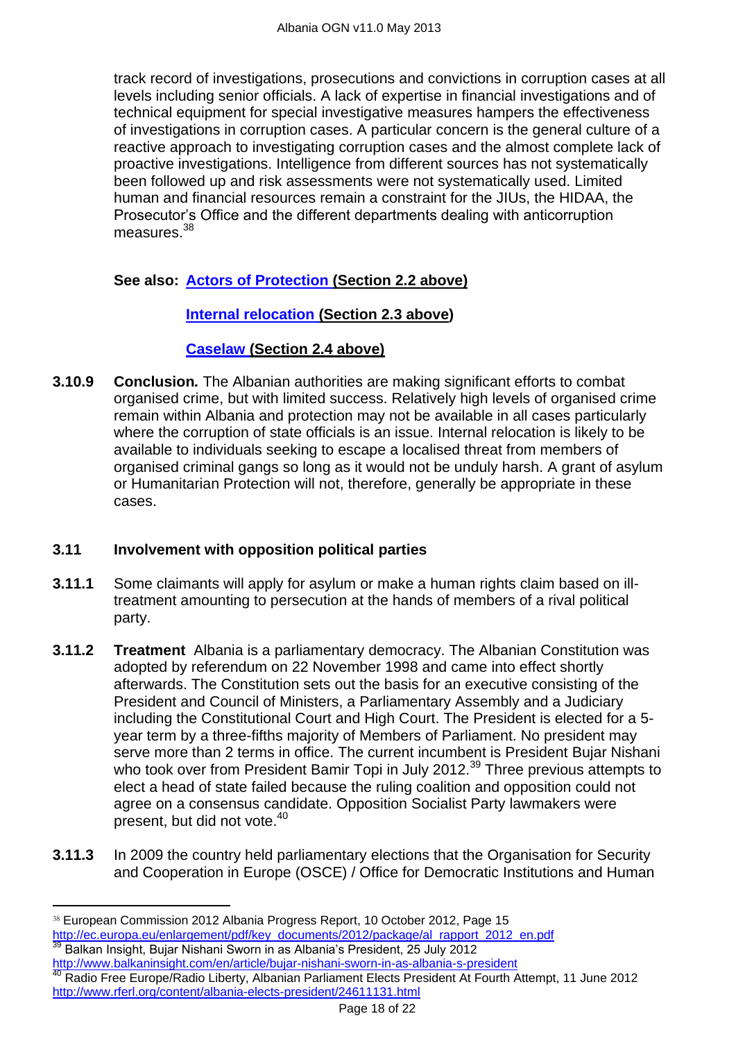track record of investigations, prosecutions and convictions in corruption cases at all levels including senior officials. A lack of expertise in financial investigations and of technical equipment for special investigative measures hampers the effectiveness of investigations in corruption cases. A particular concern is the general culture of a reactive approach to investigating corruption cases and the almost complete lack of proactive investigations. Intelligence from different sources has not systematically been followed up and risk assessments were not systematically used. Limited human and financial resources remain a constraint for the JIUs, the HIDAA, the Prosecutor's Office and the different departments dealing with anticorruption measures.[38]

**See also: Actors of Protection (Section 2.2 above)**

**Internal relocation (Section 2.3 above)**

**Caselaw (Section 2.4 above)**

**3.10.9** **Conclusion.** The Albanian authorities are making significant efforts to combat organised crime, but with limited success. Relatively high levels of organised crime remain within Albania and protection may not be available in all cases particularly where the corruption of state officials is an issue. Internal relocation is likely to be available to individuals seeking to escape a localised threat from members of organised criminal gangs so long as it would not be unduly harsh. A grant of asylum or Humanitarian Protection will not, therefore, generally be appropriate in these cases.

### 3.11 Involvement with opposition political parties

**3.11.1** Some claimants will apply for asylum or make a human rights claim based on ill-treatment amounting to persecution at the hands of members of a rival political party.

**3.11.2** **Treatment** Albania is a parliamentary democracy. The Albanian Constitution was adopted by referendum on 22 November 1998 and came into effect shortly afterwards. The Constitution sets out the basis for an executive consisting of the President and Council of Ministers, a Parliamentary Assembly and a Judiciary including the Constitutional Court and High Court. The President is elected for a 5-year term by a three-fifths majority of Members of Parliament. No president may serve more than 2 terms in office. The current incumbent is President Bujar Nishani who took over from President Bamir Topi in July 2012.[39] Three previous attempts to elect a head of state failed because the ruling coalition and opposition could not agree on a consensus candidate. Opposition Socialist Party lawmakers were present, but did not vote.[40]

**3.11.3** In 2009 the country held parliamentary elections that the Organisation for Security and Cooperation in Europe (OSCE) / Office for Democratic Institutions and Human

---

[38] European Commission 2012 Albania Progress Report, 10 October 2012, Page 15 http://ec.europa.eu/enlargement/pdf/key_documents/2012/package/al_rapport_2012_en.pdf

[39] Balkan Insight, Bujar Nishani Sworn in as Albania's President, 25 July 2012 http://www.balkaninsight.com/en/article/bujar-nishani-sworn-in-as-albania-s-president

[40] Radio Free Europe/Radio Liberty, Albanian Parliament Elects President At Fourth Attempt, 11 June 2012 http://www.rferl.org/content/albania-elects-president/24611131.html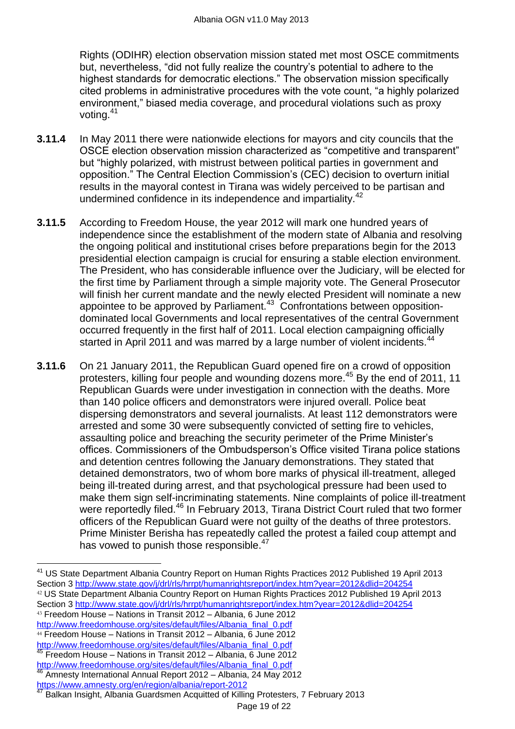Rights (ODIHR) election observation mission stated met most OSCE commitments but, nevertheless, "did not fully realize the country's potential to adhere to the highest standards for democratic elections." The observation mission specifically cited problems in administrative procedures with the vote count, "a highly polarized environment," biased media coverage, and procedural violations such as proxy voting.[41]

**3.11.4** In May 2011 there were nationwide elections for mayors and city councils that the OSCE election observation mission characterized as "competitive and transparent" but "highly polarized, with mistrust between political parties in government and opposition." The Central Election Commission's (CEC) decision to overturn initial results in the mayoral contest in Tirana was widely perceived to be partisan and undermined confidence in its independence and impartiality.[42]

**3.11.5** According to Freedom House, the year 2012 will mark one hundred years of independence since the establishment of the modern state of Albania and resolving the ongoing political and institutional crises before preparations begin for the 2013 presidential election campaign is crucial for ensuring a stable election environment. The President, who has considerable influence over the Judiciary, will be elected for the first time by Parliament through a simple majority vote. The General Prosecutor will finish her current mandate and the newly elected President will nominate a new appointee to be approved by Parliament.[43] Confrontations between opposition-dominated local Governments and local representatives of the central Government occurred frequently in the first half of 2011. Local election campaigning officially started in April 2011 and was marred by a large number of violent incidents.[44]

**3.11.6** On 21 January 2011, the Republican Guard opened fire on a crowd of opposition protesters, killing four people and wounding dozens more.[45] By the end of 2011, 11 Republican Guards were under investigation in connection with the deaths. More than 140 police officers and demonstrators were injured overall. Police beat dispersing demonstrators and several journalists. At least 112 demonstrators were arrested and some 30 were subsequently convicted of setting fire to vehicles, assaulting police and breaching the security perimeter of the Prime Minister's offices. Commissioners of the Ombudsperson's Office visited Tirana police stations and detention centres following the January demonstrations. They stated that detained demonstrators, two of whom bore marks of physical ill-treatment, alleged being ill-treated during arrest, and that psychological pressure had been used to make them sign self-incriminating statements. Nine complaints of police ill-treatment were reportedly filed.[46] In February 2013, Tirana District Court ruled that two former officers of the Republican Guard were not guilty of the deaths of three protestors. Prime Minister Berisha has repeatedly called the protest a failed coup attempt and has vowed to punish those responsible.[47]

---

[41] US State Department Albania Country Report on Human Rights Practices 2012 Published 19 April 2013 Section 3 http://www.state.gov/j/drl/rls/hrrpt/humanrightsreport/index.htm?year=2012&dlid=204254

[42] US State Department Albania Country Report on Human Rights Practices 2012 Published 19 April 2013 Section 3 http://www.state.gov/j/drl/rls/hrrpt/humanrightsreport/index.htm?year=2012&dlid=204254

[43] Freedom House – Nations in Transit 2012 – Albania, 6 June 2012 http://www.freedomhouse.org/sites/default/files/Albania_final_0.pdf

[44] Freedom House – Nations in Transit 2012 – Albania, 6 June 2012 http://www.freedomhouse.org/sites/default/files/Albania_final_0.pdf

[45] Freedom House – Nations in Transit 2012 – Albania, 6 June 2012 http://www.freedomhouse.org/sites/default/files/Albania_final_0.pdf

[46] Amnesty International Annual Report 2012 – Albania, 24 May 2012 https://www.amnesty.org/en/region/albania/report-2012

[47] Balkan Insight, Albania Guardsmen Acquitted of Killing Protesters, 7 February 2013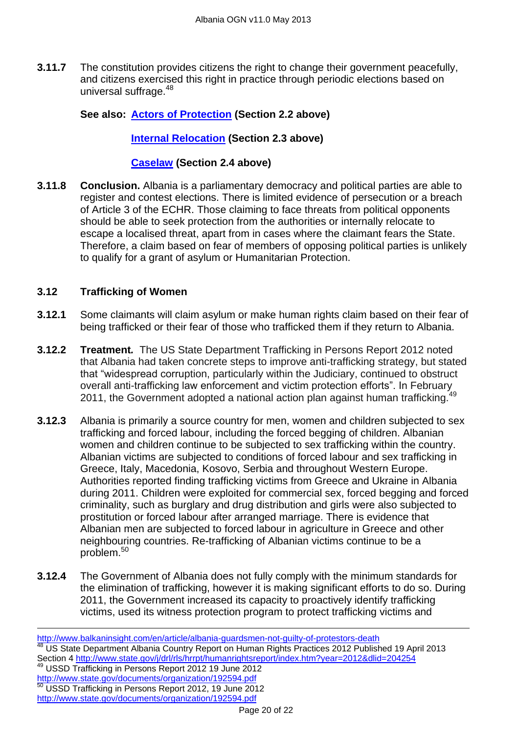**3.11.7** The constitution provides citizens the right to change their government peacefully, and citizens exercised this right in practice through periodic elections based on universal suffrage.[48]

**See also: Actors of Protection (Section 2.2 above)**

**Internal Relocation (Section 2.3 above)**

**Caselaw (Section 2.4 above)**

**3.11.8** **Conclusion.** Albania is a parliamentary democracy and political parties are able to register and contest elections. There is limited evidence of persecution or a breach of Article 3 of the ECHR. Those claiming to face threats from political opponents should be able to seek protection from the authorities or internally relocate to escape a localised threat, apart from in cases where the claimant fears the State. Therefore, a claim based on fear of members of opposing political parties is unlikely to qualify for a grant of asylum or Humanitarian Protection.

### 3.12 Trafficking of Women

**3.12.1** Some claimants will claim asylum or make human rights claim based on their fear of being trafficked or their fear of those who trafficked them if they return to Albania.

**3.12.2** ***Treatment.*** The US State Department Trafficking in Persons Report 2012 noted that Albania had taken concrete steps to improve anti-trafficking strategy, but stated that "widespread corruption, particularly within the Judiciary, continued to obstruct overall anti-trafficking law enforcement and victim protection efforts". In February 2011, the Government adopted a national action plan against human trafficking.[49]

**3.12.3** Albania is primarily a source country for men, women and children subjected to sex trafficking and forced labour, including the forced begging of children. Albanian women and children continue to be subjected to sex trafficking within the country. Albanian victims are subjected to conditions of forced labour and sex trafficking in Greece, Italy, Macedonia, Kosovo, Serbia and throughout Western Europe. Authorities reported finding trafficking victims from Greece and Ukraine in Albania during 2011. Children were exploited for commercial sex, forced begging and forced criminality, such as burglary and drug distribution and girls were also subjected to prostitution or forced labour after arranged marriage. There is evidence that Albanian men are subjected to forced labour in agriculture in Greece and other neighbouring countries. Re-trafficking of Albanian victims continue to be a problem.[50]

**3.12.4** The Government of Albania does not fully comply with the minimum standards for the elimination of trafficking, however it is making significant efforts to do so. During 2011, the Government increased its capacity to proactively identify trafficking victims, used its witness protection program to protect trafficking victims and

---

http://www.balkaninsight.com/en/article/albania-guardsmen-not-guilty-of-protestors-death

[48] US State Department Albania Country Report on Human Rights Practices 2012 Published 19 April 2013 Section 4 http://www.state.gov/j/drl/rls/hrrpt/humanrightsreport/index.htm?year=2012&dlid=204254

[49] USSD Trafficking in Persons Report 2012 19 June 2012 http://www.state.gov/documents/organization/192594.pdf

[50] USSD Trafficking in Persons Report 2012, 19 June 2012 http://www.state.gov/documents/organization/192594.pdf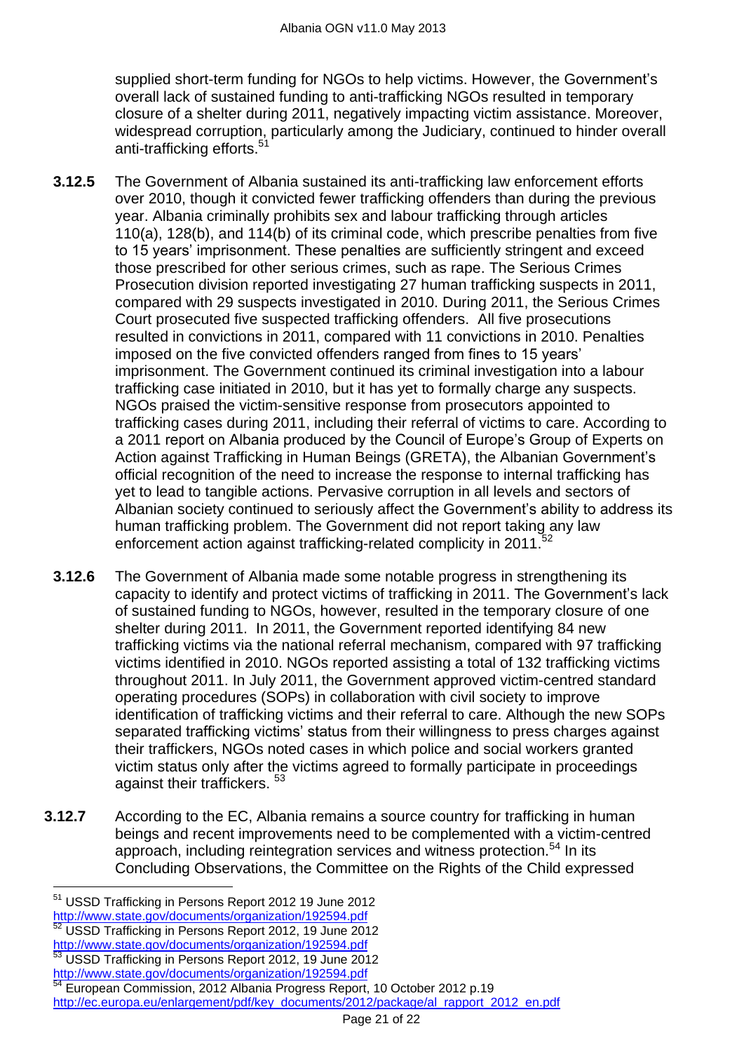supplied short-term funding for NGOs to help victims. However, the Government's overall lack of sustained funding to anti-trafficking NGOs resulted in temporary closure of a shelter during 2011, negatively impacting victim assistance. Moreover, widespread corruption, particularly among the Judiciary, continued to hinder overall anti-trafficking efforts.[51]

**3.12.5** The Government of Albania sustained its anti-trafficking law enforcement efforts over 2010, though it convicted fewer trafficking offenders than during the previous year. Albania criminally prohibits sex and labour trafficking through articles 110(a), 128(b), and 114(b) of its criminal code, which prescribe penalties from five to 15 years' imprisonment. These penalties are sufficiently stringent and exceed those prescribed for other serious crimes, such as rape. The Serious Crimes Prosecution division reported investigating 27 human trafficking suspects in 2011, compared with 29 suspects investigated in 2010. During 2011, the Serious Crimes Court prosecuted five suspected trafficking offenders. All five prosecutions resulted in convictions in 2011, compared with 11 convictions in 2010. Penalties imposed on the five convicted offenders ranged from fines to 15 years' imprisonment. The Government continued its criminal investigation into a labour trafficking case initiated in 2010, but it has yet to formally charge any suspects. NGOs praised the victim-sensitive response from prosecutors appointed to trafficking cases during 2011, including their referral of victims to care. According to a 2011 report on Albania produced by the Council of Europe's Group of Experts on Action against Trafficking in Human Beings (GRETA), the Albanian Government's official recognition of the need to increase the response to internal trafficking has yet to lead to tangible actions. Pervasive corruption in all levels and sectors of Albanian society continued to seriously affect the Government's ability to address its human trafficking problem. The Government did not report taking any law enforcement action against trafficking-related complicity in 2011.[52]

**3.12.6** The Government of Albania made some notable progress in strengthening its capacity to identify and protect victims of trafficking in 2011. The Government's lack of sustained funding to NGOs, however, resulted in the temporary closure of one shelter during 2011. In 2011, the Government reported identifying 84 new trafficking victims via the national referral mechanism, compared with 97 trafficking victims identified in 2010. NGOs reported assisting a total of 132 trafficking victims throughout 2011. In July 2011, the Government approved victim-centred standard operating procedures (SOPs) in collaboration with civil society to improve identification of trafficking victims and their referral to care. Although the new SOPs separated trafficking victims' status from their willingness to press charges against their traffickers, NGOs noted cases in which police and social workers granted victim status only after the victims agreed to formally participate in proceedings against their traffickers.[53]

**3.12.7** According to the EC, Albania remains a source country for trafficking in human beings and recent improvements need to be complemented with a victim-centred approach, including reintegration services and witness protection.[54] In its Concluding Observations, the Committee on the Rights of the Child expressed

---

[51] USSD Trafficking in Persons Report 2012 19 June 2012 http://www.state.gov/documents/organization/192594.pdf

[52] USSD Trafficking in Persons Report 2012, 19 June 2012 http://www.state.gov/documents/organization/192594.pdf

[53] USSD Trafficking in Persons Report 2012, 19 June 2012 http://www.state.gov/documents/organization/192594.pdf

[54] European Commission, 2012 Albania Progress Report, 10 October 2012 p.19 http://ec.europa.eu/enlargement/pdf/key_documents/2012/package/al_rapport_2012_en.pdf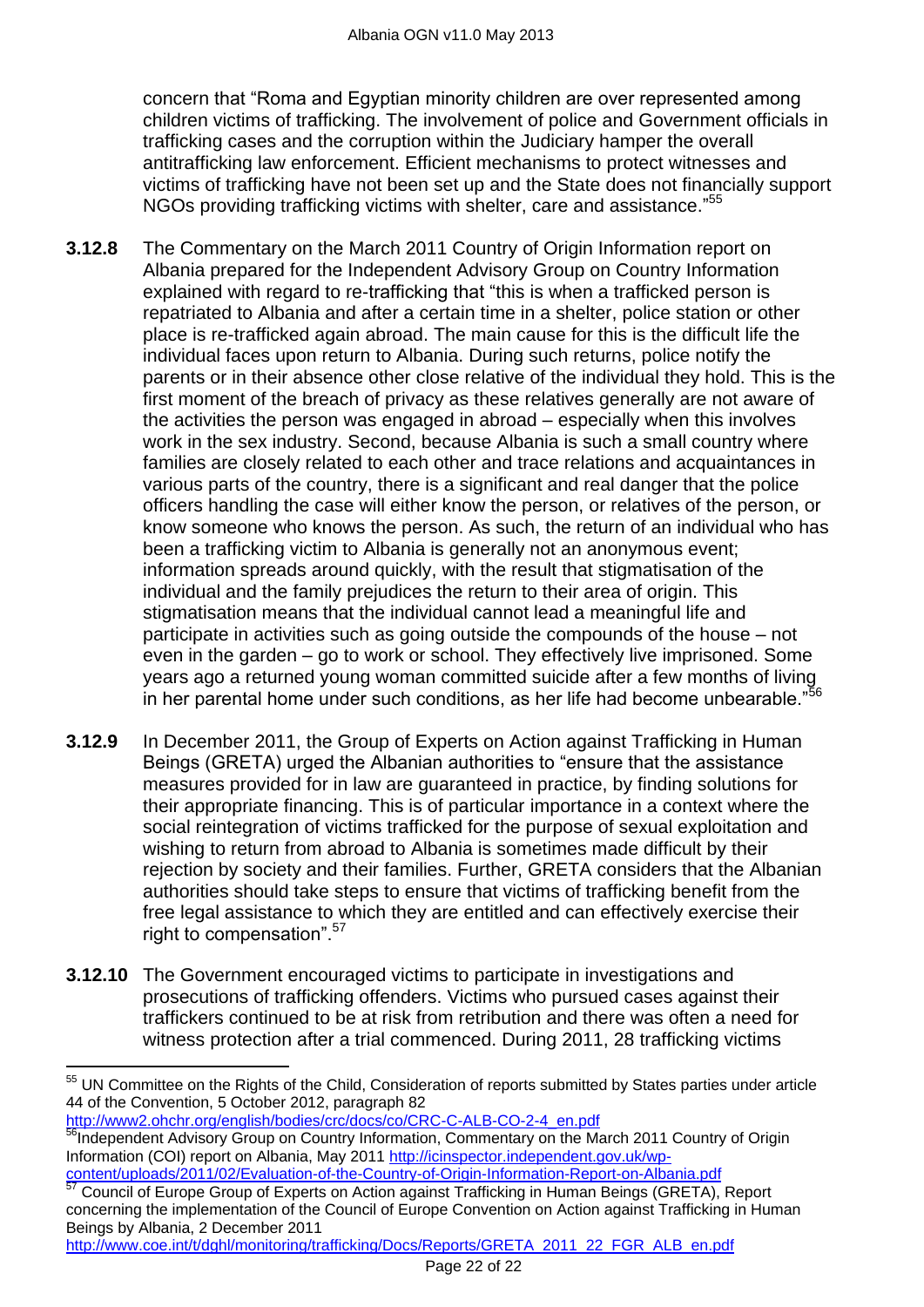concern that "Roma and Egyptian minority children are over represented among children victims of trafficking. The involvement of police and Government officials in trafficking cases and the corruption within the Judiciary hamper the overall antitrafficking law enforcement. Efficient mechanisms to protect witnesses and victims of trafficking have not been set up and the State does not financially support NGOs providing trafficking victims with shelter, care and assistance."[55]

**3.12.8** The Commentary on the March 2011 Country of Origin Information report on Albania prepared for the Independent Advisory Group on Country Information explained with regard to re-trafficking that "this is when a trafficked person is repatriated to Albania and after a certain time in a shelter, police station or other place is re-trafficked again abroad. The main cause for this is the difficult life the individual faces upon return to Albania. During such returns, police notify the parents or in their absence other close relative of the individual they hold. This is the first moment of the breach of privacy as these relatives generally are not aware of the activities the person was engaged in abroad – especially when this involves work in the sex industry. Second, because Albania is such a small country where families are closely related to each other and trace relations and acquaintances in various parts of the country, there is a significant and real danger that the police officers handling the case will either know the person, or relatives of the person, or know someone who knows the person. As such, the return of an individual who has been a trafficking victim to Albania is generally not an anonymous event; information spreads around quickly, with the result that stigmatisation of the individual and the family prejudices the return to their area of origin. This stigmatisation means that the individual cannot lead a meaningful life and participate in activities such as going outside the compounds of the house – not even in the garden – go to work or school. They effectively live imprisoned. Some years ago a returned young woman committed suicide after a few months of living in her parental home under such conditions, as her life had become unbearable."[56]

**3.12.9** In December 2011, the Group of Experts on Action against Trafficking in Human Beings (GRETA) urged the Albanian authorities to "ensure that the assistance measures provided for in law are guaranteed in practice, by finding solutions for their appropriate financing. This is of particular importance in a context where the social reintegration of victims trafficked for the purpose of sexual exploitation and wishing to return from abroad to Albania is sometimes made difficult by their rejection by society and their families. Further, GRETA considers that the Albanian authorities should take steps to ensure that victims of trafficking benefit from the free legal assistance to which they are entitled and can effectively exercise their right to compensation".[57]

**3.12.10** The Government encouraged victims to participate in investigations and prosecutions of trafficking offenders. Victims who pursued cases against their traffickers continued to be at risk from retribution and there was often a need for witness protection after a trial commenced. During 2011, 28 trafficking victims

---

[55] UN Committee on the Rights of the Child, Consideration of reports submitted by States parties under article 44 of the Convention, 5 October 2012, paragraph 82 http://www2.ohchr.org/english/bodies/crc/docs/co/CRC-C-ALB-CO-2-4_en.pdf

[56] Independent Advisory Group on Country Information, Commentary on the March 2011 Country of Origin Information (COI) report on Albania, May 2011 http://icinspector.independent.gov.uk/wp-content/uploads/2011/02/Evaluation-of-the-Country-of-Origin-Information-Report-on-Albania.pdf

[57] Council of Europe Group of Experts on Action against Trafficking in Human Beings (GRETA), Report concerning the implementation of the Council of Europe Convention on Action against Trafficking in Human Beings by Albania, 2 December 2011 http://www.coe.int/t/dghl/monitoring/trafficking/Docs/Reports/GRETA_2011_22_FGR_ALB_en.pdf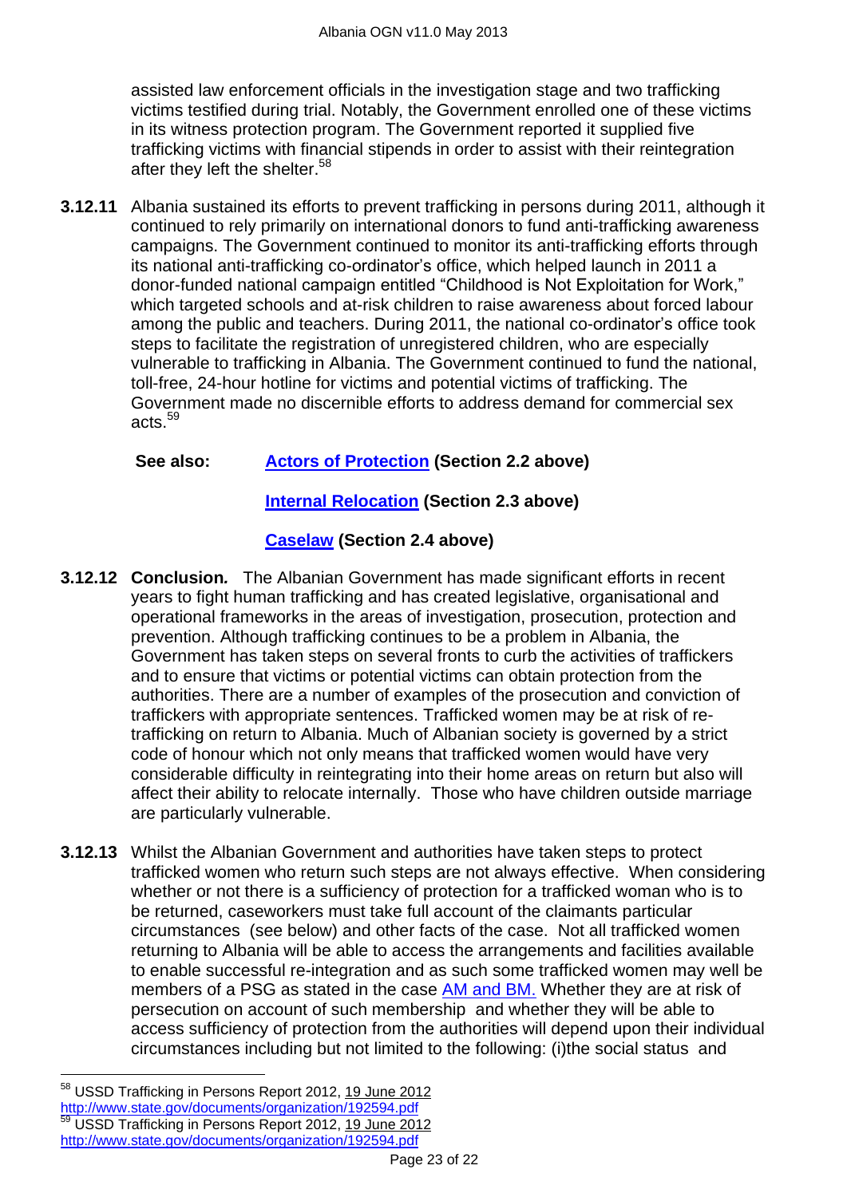assisted law enforcement officials in the investigation stage and two trafficking victims testified during trial. Notably, the Government enrolled one of these victims in its witness protection program. The Government reported it supplied five trafficking victims with financial stipends in order to assist with their reintegration after they left the shelter.[58]

**3.12.11** Albania sustained its efforts to prevent trafficking in persons during 2011, although it continued to rely primarily on international donors to fund anti-trafficking awareness campaigns. The Government continued to monitor its anti-trafficking efforts through its national anti-trafficking co-ordinator's office, which helped launch in 2011 a donor-funded national campaign entitled "Childhood is Not Exploitation for Work," which targeted schools and at-risk children to raise awareness about forced labour among the public and teachers. During 2011, the national co-ordinator's office took steps to facilitate the registration of unregistered children, who are especially vulnerable to trafficking in Albania. The Government continued to fund the national, toll-free, 24-hour hotline for victims and potential victims of trafficking. The Government made no discernible efforts to address demand for commercial sex acts.[59]

**See also:** **Actors of Protection (Section 2.2 above)**

**Internal Relocation (Section 2.3 above)**

**Caselaw (Section 2.4 above)**

**3.12.12** **Conclusion.** The Albanian Government has made significant efforts in recent years to fight human trafficking and has created legislative, organisational and operational frameworks in the areas of investigation, prosecution, protection and prevention. Although trafficking continues to be a problem in Albania, the Government has taken steps on several fronts to curb the activities of traffickers and to ensure that victims or potential victims can obtain protection from the authorities. There are a number of examples of the prosecution and conviction of traffickers with appropriate sentences. Trafficked women may be at risk of re-trafficking on return to Albania. Much of Albanian society is governed by a strict code of honour which not only means that trafficked women would have very considerable difficulty in reintegrating into their home areas on return but also will affect their ability to relocate internally. Those who have children outside marriage are particularly vulnerable.

**3.12.13** Whilst the Albanian Government and authorities have taken steps to protect trafficked women who return such steps are not always effective. When considering whether or not there is a sufficiency of protection for a trafficked woman who is to be returned, caseworkers must take full account of the claimants particular circumstances (see below) and other facts of the case. Not all trafficked women returning to Albania will be able to access the arrangements and facilities available to enable successful re-integration and as such some trafficked women may well be members of a PSG as stated in the case AM and BM. Whether they are at risk of persecution on account of such membership and whether they will be able to access sufficiency of protection from the authorities will depend upon their individual circumstances including but not limited to the following: (i)the social status and

---

[58] USSD Trafficking in Persons Report 2012, 19 June 2012 http://www.state.gov/documents/organization/192594.pdf

[59] USSD Trafficking in Persons Report 2012, 19 June 2012 http://www.state.gov/documents/organization/192594.pdf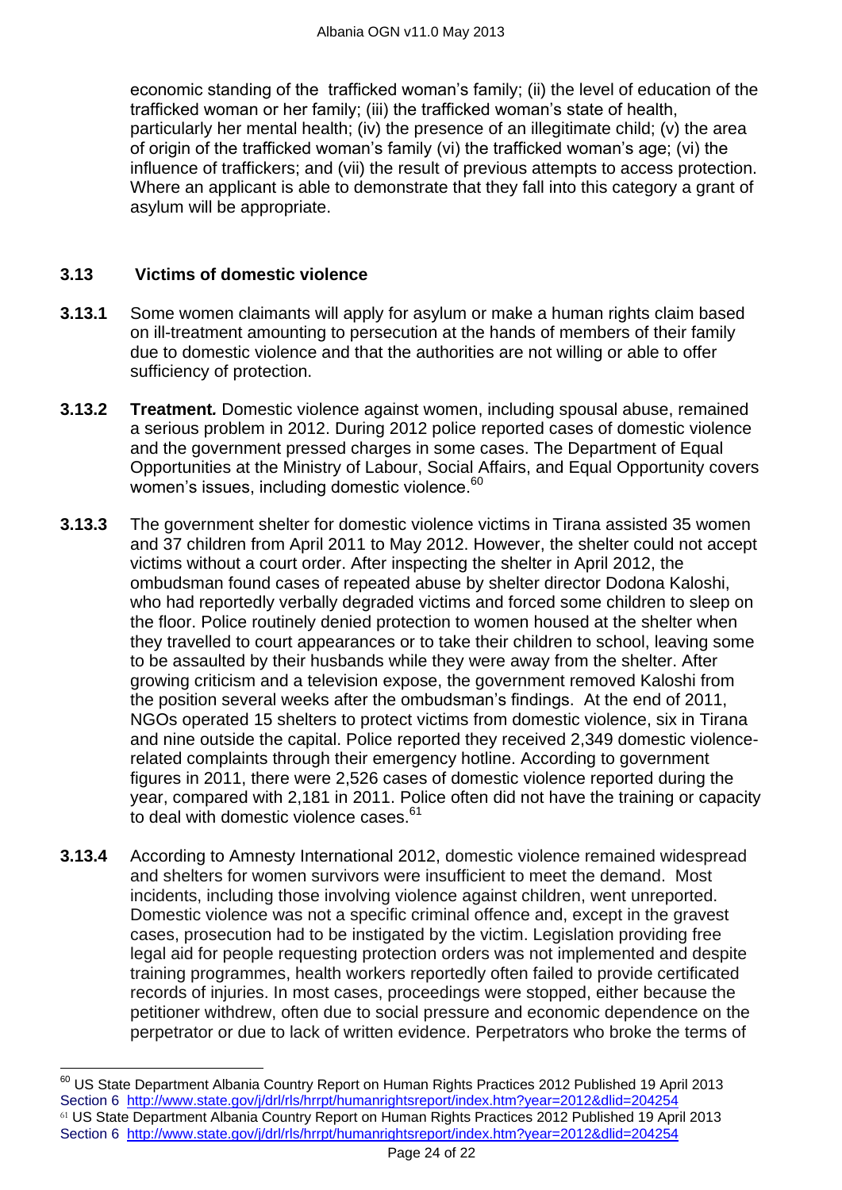economic standing of the trafficked woman's family; (ii) the level of education of the trafficked woman or her family; (iii) the trafficked woman's state of health, particularly her mental health; (iv) the presence of an illegitimate child; (v) the area of origin of the trafficked woman's family (vi) the trafficked woman's age; (vi) the influence of traffickers; and (vii) the result of previous attempts to access protection. Where an applicant is able to demonstrate that they fall into this category a grant of asylum will be appropriate.

### 3.13 Victims of domestic violence

**3.13.1** Some women claimants will apply for asylum or make a human rights claim based on ill-treatment amounting to persecution at the hands of members of their family due to domestic violence and that the authorities are not willing or able to offer sufficiency of protection.

**3.13.2** ***Treatment.*** Domestic violence against women, including spousal abuse, remained a serious problem in 2012. During 2012 police reported cases of domestic violence and the government pressed charges in some cases. The Department of Equal Opportunities at the Ministry of Labour, Social Affairs, and Equal Opportunity covers women's issues, including domestic violence.[60]

**3.13.3** The government shelter for domestic violence victims in Tirana assisted 35 women and 37 children from April 2011 to May 2012. However, the shelter could not accept victims without a court order. After inspecting the shelter in April 2012, the ombudsman found cases of repeated abuse by shelter director Dodona Kaloshi, who had reportedly verbally degraded victims and forced some children to sleep on the floor. Police routinely denied protection to women housed at the shelter when they travelled to court appearances or to take their children to school, leaving some to be assaulted by their husbands while they were away from the shelter. After growing criticism and a television expose, the government removed Kaloshi from the position several weeks after the ombudsman's findings. At the end of 2011, NGOs operated 15 shelters to protect victims from domestic violence, six in Tirana and nine outside the capital. Police reported they received 2,349 domestic violence-related complaints through their emergency hotline. According to government figures in 2011, there were 2,526 cases of domestic violence reported during the year, compared with 2,181 in 2011. Police often did not have the training or capacity to deal with domestic violence cases.[61]

**3.13.4** According to Amnesty International 2012, domestic violence remained widespread and shelters for women survivors were insufficient to meet the demand. Most incidents, including those involving violence against children, went unreported. Domestic violence was not a specific criminal offence and, except in the gravest cases, prosecution had to be instigated by the victim. Legislation providing free legal aid for people requesting protection orders was not implemented and despite training programmes, health workers reportedly often failed to provide certificated records of injuries. In most cases, proceedings were stopped, either because the petitioner withdrew, often due to social pressure and economic dependence on the perpetrator or due to lack of written evidence. Perpetrators who broke the terms of

---

[60] US State Department Albania Country Report on Human Rights Practices 2012 Published 19 April 2013 Section 6 http://www.state.gov/j/drl/rls/hrrpt/humanrightsreport/index.htm?year=2012&dlid=204254

[61] US State Department Albania Country Report on Human Rights Practices 2012 Published 19 April 2013 Section 6 http://www.state.gov/j/drl/rls/hrrpt/humanrightsreport/index.htm?year=2012&dlid=204254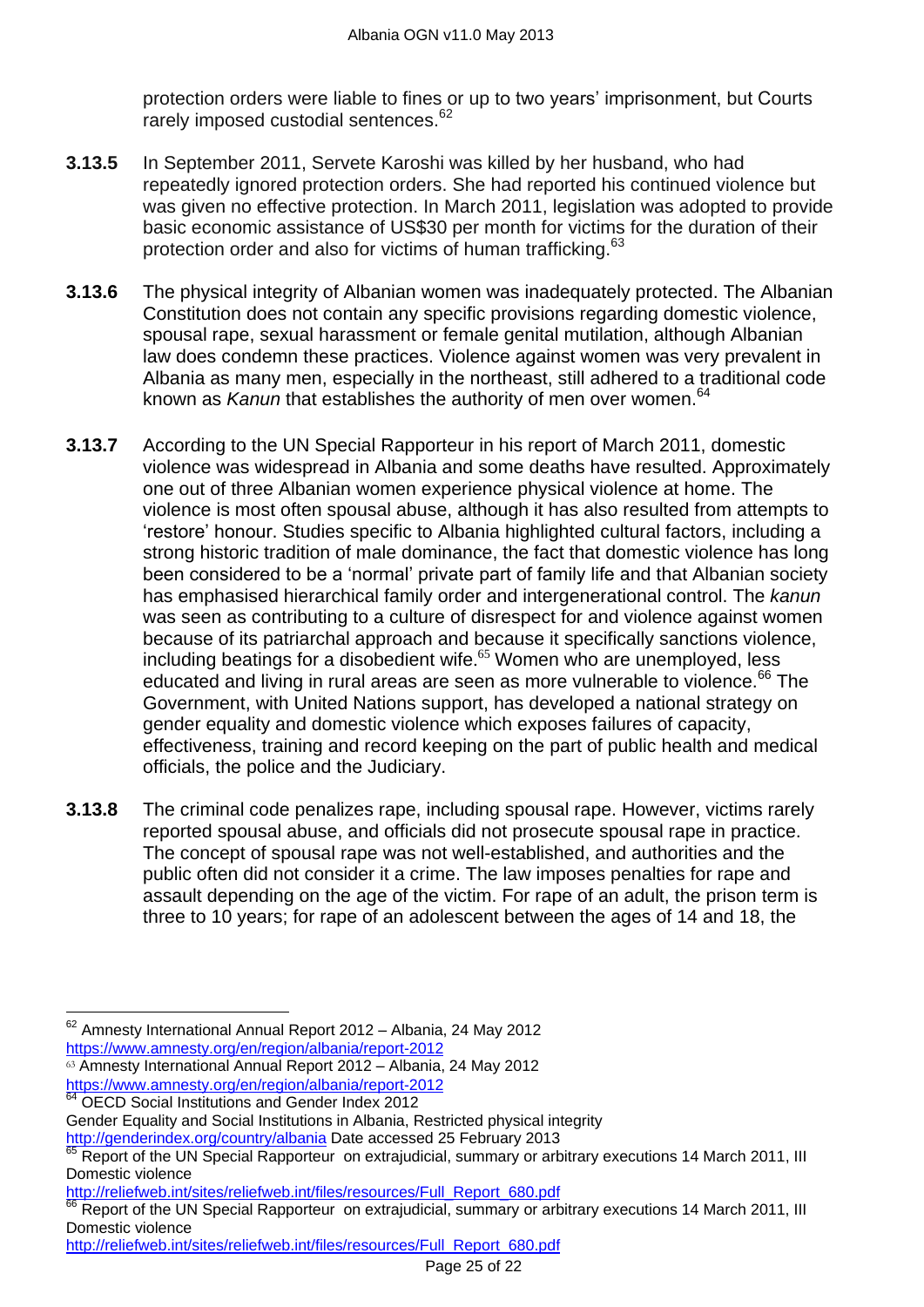protection orders were liable to fines or up to two years' imprisonment, but Courts rarely imposed custodial sentences.[62]

**3.13.5** In September 2011, Servete Karoshi was killed by her husband, who had repeatedly ignored protection orders. She had reported his continued violence but was given no effective protection. In March 2011, legislation was adopted to provide basic economic assistance of US$30 per month for victims for the duration of their protection order and also for victims of human trafficking.[63]

**3.13.6** The physical integrity of Albanian women was inadequately protected. The Albanian Constitution does not contain any specific provisions regarding domestic violence, spousal rape, sexual harassment or female genital mutilation, although Albanian law does condemn these practices. Violence against women was very prevalent in Albania as many men, especially in the northeast, still adhered to a traditional code known as *Kanun* that establishes the authority of men over women.[64]

**3.13.7** According to the UN Special Rapporteur in his report of March 2011, domestic violence was widespread in Albania and some deaths have resulted. Approximately one out of three Albanian women experience physical violence at home. The violence is most often spousal abuse, although it has also resulted from attempts to 'restore' honour. Studies specific to Albania highlighted cultural factors, including a strong historic tradition of male dominance, the fact that domestic violence has long been considered to be a 'normal' private part of family life and that Albanian society has emphasised hierarchical family order and intergenerational control. The *kanun* was seen as contributing to a culture of disrespect for and violence against women because of its patriarchal approach and because it specifically sanctions violence, including beatings for a disobedient wife.[65] Women who are unemployed, less educated and living in rural areas are seen as more vulnerable to violence.[66] The Government, with United Nations support, has developed a national strategy on gender equality and domestic violence which exposes failures of capacity, effectiveness, training and record keeping on the part of public health and medical officials, the police and the Judiciary.

**3.13.8** The criminal code penalizes rape, including spousal rape. However, victims rarely reported spousal abuse, and officials did not prosecute spousal rape in practice. The concept of spousal rape was not well-established, and authorities and the public often did not consider it a crime. The law imposes penalties for rape and assault depending on the age of the victim. For rape of an adult, the prison term is three to 10 years; for rape of an adolescent between the ages of 14 and 18, the

---

[62] Amnesty International Annual Report 2012 – Albania, 24 May 2012 https://www.amnesty.org/en/region/albania/report-2012

[63] Amnesty International Annual Report 2012 – Albania, 24 May 2012 https://www.amnesty.org/en/region/albania/report-2012

[64] OECD Social Institutions and Gender Index 2012 Gender Equality and Social Institutions in Albania, Restricted physical integrity http://genderindex.org/country/albania Date accessed 25 February 2013

[65] Report of the UN Special Rapporteur on extrajudicial, summary or arbitrary executions 14 March 2011, III Domestic violence http://reliefweb.int/sites/reliefweb.int/files/resources/Full_Report_680.pdf

[66] Report of the UN Special Rapporteur on extrajudicial, summary or arbitrary executions 14 March 2011, III Domestic violence http://reliefweb.int/sites/reliefweb.int/files/resources/Full_Report_680.pdf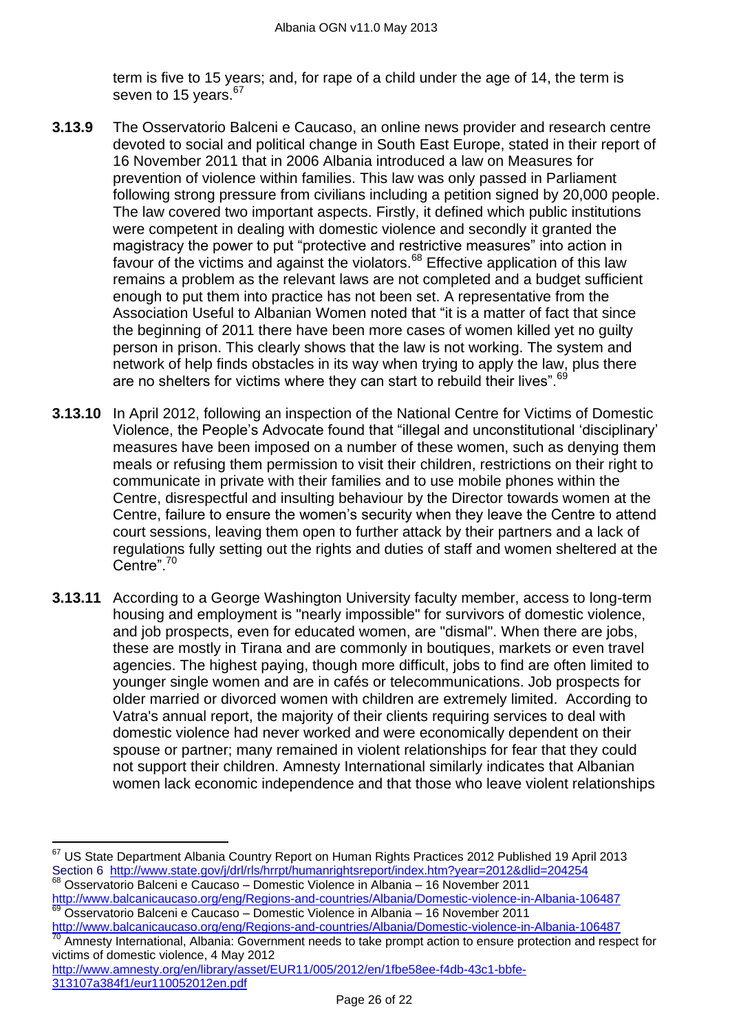term is five to 15 years; and, for rape of a child under the age of 14, the term is seven to 15 years.[67]

**3.13.9** The Osservatorio Balceni e Caucaso, an online news provider and research centre devoted to social and political change in South East Europe, stated in their report of 16 November 2011 that in 2006 Albania introduced a law on Measures for prevention of violence within families. This law was only passed in Parliament following strong pressure from civilians including a petition signed by 20,000 people. The law covered two important aspects. Firstly, it defined which public institutions were competent in dealing with domestic violence and secondly it granted the magistracy the power to put "protective and restrictive measures" into action in favour of the victims and against the violators.[68] Effective application of this law remains a problem as the relevant laws are not completed and a budget sufficient enough to put them into practice has not been set. A representative from the Association Useful to Albanian Women noted that "it is a matter of fact that since the beginning of 2011 there have been more cases of women killed yet no guilty person in prison. This clearly shows that the law is not working. The system and network of help finds obstacles in its way when trying to apply the law, plus there are no shelters for victims where they can start to rebuild their lives".[69]

**3.13.10** In April 2012, following an inspection of the National Centre for Victims of Domestic Violence, the People's Advocate found that "illegal and unconstitutional 'disciplinary' measures have been imposed on a number of these women, such as denying them meals or refusing them permission to visit their children, restrictions on their right to communicate in private with their families and to use mobile phones within the Centre, disrespectful and insulting behaviour by the Director towards women at the Centre, failure to ensure the women's security when they leave the Centre to attend court sessions, leaving them open to further attack by their partners and a lack of regulations fully setting out the rights and duties of staff and women sheltered at the Centre".[70]

**3.13.11** According to a George Washington University faculty member, access to long-term housing and employment is "nearly impossible" for survivors of domestic violence, and job prospects, even for educated women, are "dismal". When there are jobs, these are mostly in Tirana and are commonly in boutiques, markets or even travel agencies. The highest paying, though more difficult, jobs to find are often limited to younger single women and are in cafés or telecommunications. Job prospects for older married or divorced women with children are extremely limited. According to Vatra's annual report, the majority of their clients requiring services to deal with domestic violence had never worked and were economically dependent on their spouse or partner; many remained in violent relationships for fear that they could not support their children. Amnesty International similarly indicates that Albanian women lack economic independence and that those who leave violent relationships

---

[67] US State Department Albania Country Report on Human Rights Practices 2012 Published 19 April 2013 Section 6 http://www.state.gov/j/drl/rls/hrrpt/humanrightsreport/index.htm?year=2012&dlid=204254

[68] Osservatorio Balceni e Caucaso – Domestic Violence in Albania – 16 November 2011 http://www.balcanicaucaso.org/eng/Regions-and-countries/Albania/Domestic-violence-in-Albania-106487

[69] Osservatorio Balceni e Caucaso – Domestic Violence in Albania – 16 November 2011 http://www.balcanicaucaso.org/eng/Regions-and-countries/Albania/Domestic-violence-in-Albania-106487

[70] Amnesty International, Albania: Government needs to take prompt action to ensure protection and respect for victims of domestic violence, 4 May 2012 http://www.amnesty.org/en/library/asset/EUR11/005/2012/en/1fbe58ee-f4db-43c1-bbfe-313107a384f1/eur110052012en.pdf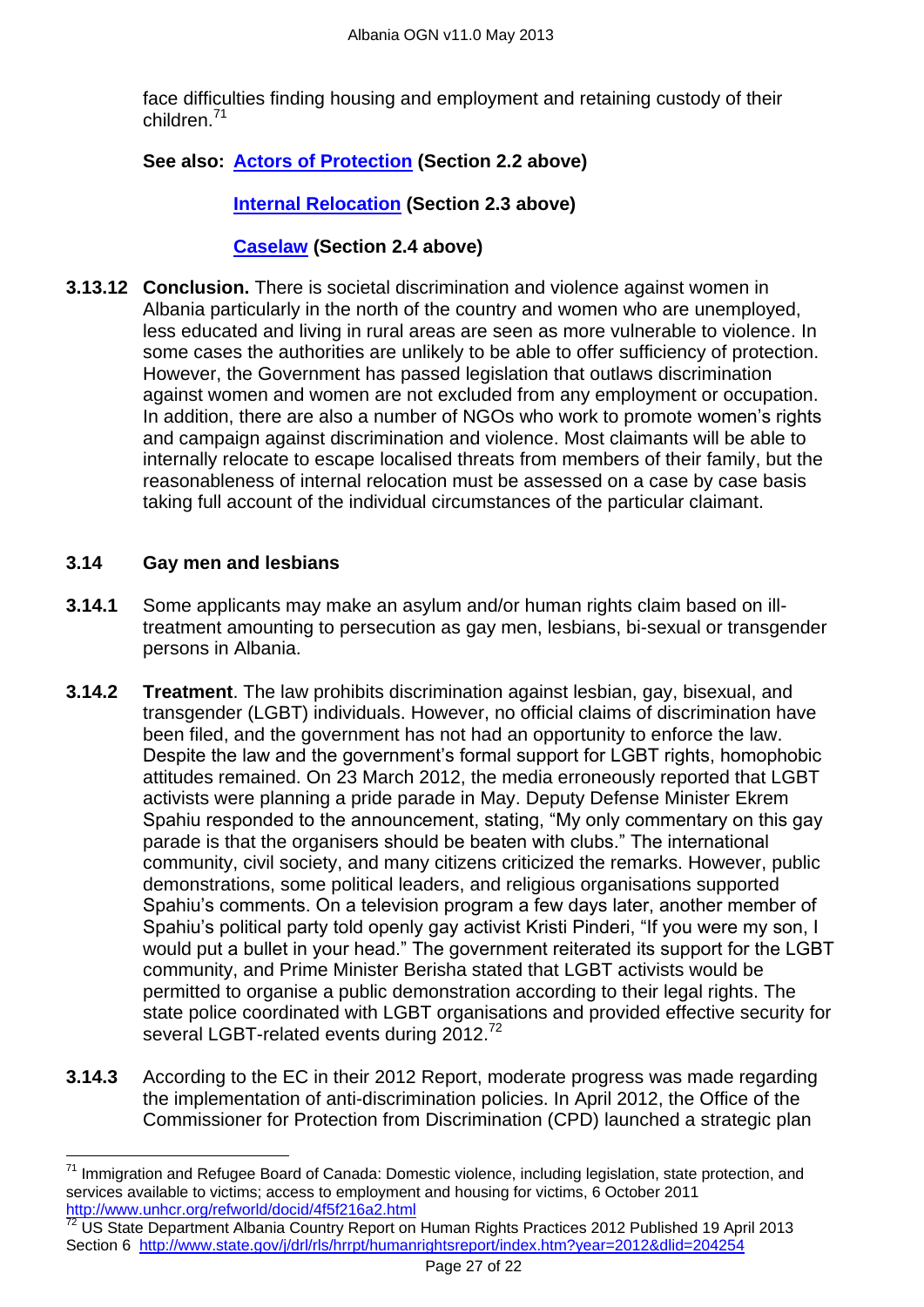face difficulties finding housing and employment and retaining custody of their children.[71]

**See also: [Actors of Protection](#) (Section 2.2 above)**

**[Internal Relocation](#) (Section 2.3 above)**

**[Caselaw](#) (Section 2.4 above)**

**3.13.12** **Conclusion.** There is societal discrimination and violence against women in Albania particularly in the north of the country and women who are unemployed, less educated and living in rural areas are seen as more vulnerable to violence. In some cases the authorities are unlikely to be able to offer sufficiency of protection. However, the Government has passed legislation that outlaws discrimination against women and women are not excluded from any employment or occupation. In addition, there are also a number of NGOs who work to promote women's rights and campaign against discrimination and violence. Most claimants will be able to internally relocate to escape localised threats from members of their family, but the reasonableness of internal relocation must be assessed on a case by case basis taking full account of the individual circumstances of the particular claimant.

### 3.14 Gay men and lesbians

**3.14.1** Some applicants may make an asylum and/or human rights claim based on ill-treatment amounting to persecution as gay men, lesbians, bi-sexual or transgender persons in Albania.

**3.14.2** **Treatment**. The law prohibits discrimination against lesbian, gay, bisexual, and transgender (LGBT) individuals. However, no official claims of discrimination have been filed, and the government has not had an opportunity to enforce the law. Despite the law and the government's formal support for LGBT rights, homophobic attitudes remained. On 23 March 2012, the media erroneously reported that LGBT activists were planning a pride parade in May. Deputy Defense Minister Ekrem Spahiu responded to the announcement, stating, "My only commentary on this gay parade is that the organisers should be beaten with clubs." The international community, civil society, and many citizens criticized the remarks. However, public demonstrations, some political leaders, and religious organisations supported Spahiu's comments. On a television program a few days later, another member of Spahiu's political party told openly gay activist Kristi Pinderi, "If you were my son, I would put a bullet in your head." The government reiterated its support for the LGBT community, and Prime Minister Berisha stated that LGBT activists would be permitted to organise a public demonstration according to their legal rights. The state police coordinated with LGBT organisations and provided effective security for several LGBT-related events during 2012.[72]

**3.14.3** According to the EC in their 2012 Report, moderate progress was made regarding the implementation of anti-discrimination policies. In April 2012, the Office of the Commissioner for Protection from Discrimination (CPD) launched a strategic plan

---

[71] Immigration and Refugee Board of Canada: Domestic violence, including legislation, state protection, and services available to victims; access to employment and housing for victims, 6 October 2011 http://www.unhcr.org/refworld/docid/4f5f216a2.html

[72] US State Department Albania Country Report on Human Rights Practices 2012 Published 19 April 2013 Section 6 http://www.state.gov/j/drl/rls/hrrpt/humanrightsreport/index.htm?year=2012&dlid=204254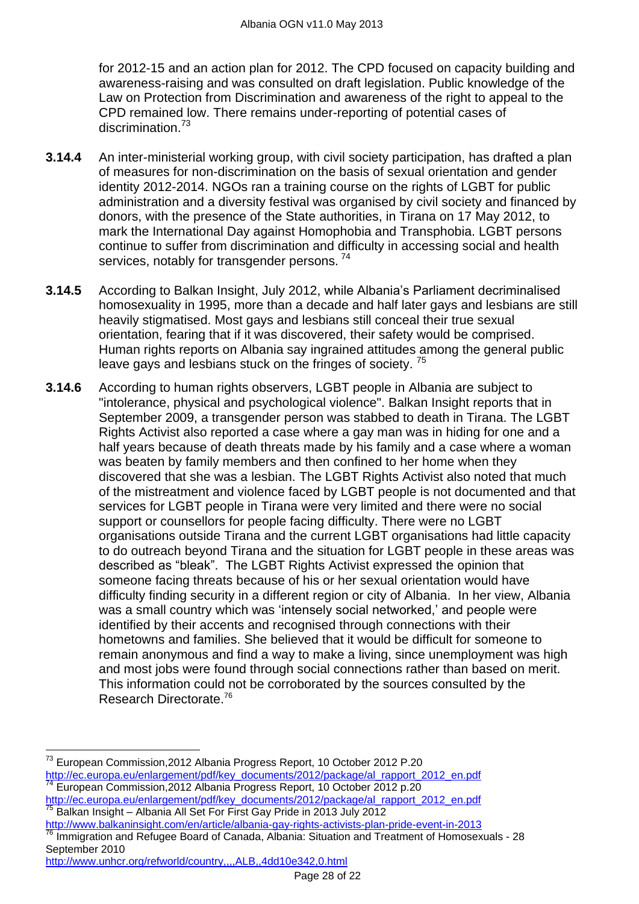for 2012-15 and an action plan for 2012. The CPD focused on capacity building and awareness-raising and was consulted on draft legislation. Public knowledge of the Law on Protection from Discrimination and awareness of the right to appeal to the CPD remained low. There remains under-reporting of potential cases of discrimination.[73]

**3.14.4** An inter-ministerial working group, with civil society participation, has drafted a plan of measures for non-discrimination on the basis of sexual orientation and gender identity 2012-2014. NGOs ran a training course on the rights of LGBT for public administration and a diversity festival was organised by civil society and financed by donors, with the presence of the State authorities, in Tirana on 17 May 2012, to mark the International Day against Homophobia and Transphobia. LGBT persons continue to suffer from discrimination and difficulty in accessing social and health services, notably for transgender persons. [74]

**3.14.5** According to Balkan Insight, July 2012, while Albania's Parliament decriminalised homosexuality in 1995, more than a decade and half later gays and lesbians are still heavily stigmatised. Most gays and lesbians still conceal their true sexual orientation, fearing that if it was discovered, their safety would be comprised. Human rights reports on Albania say ingrained attitudes among the general public leave gays and lesbians stuck on the fringes of society. [75]

**3.14.6** According to human rights observers, LGBT people in Albania are subject to "intolerance, physical and psychological violence". Balkan Insight reports that in September 2009, a transgender person was stabbed to death in Tirana. The LGBT Rights Activist also reported a case where a gay man was in hiding for one and a half years because of death threats made by his family and a case where a woman was beaten by family members and then confined to her home when they discovered that she was a lesbian. The LGBT Rights Activist also noted that much of the mistreatment and violence faced by LGBT people is not documented and that services for LGBT people in Tirana were very limited and there were no social support or counsellors for people facing difficulty. There were no LGBT organisations outside Tirana and the current LGBT organisations had little capacity to do outreach beyond Tirana and the situation for LGBT people in these areas was described as "bleak". The LGBT Rights Activist expressed the opinion that someone facing threats because of his or her sexual orientation would have difficulty finding security in a different region or city of Albania. In her view, Albania was a small country which was 'intensely social networked,' and people were identified by their accents and recognised through connections with their hometowns and families. She believed that it would be difficult for someone to remain anonymous and find a way to make a living, since unemployment was high and most jobs were found through social connections rather than based on merit. This information could not be corroborated by the sources consulted by the Research Directorate.[76]

---

[73] European Commission,2012 Albania Progress Report, 10 October 2012 P.20 http://ec.europa.eu/enlargement/pdf/key_documents/2012/package/al_rapport_2012_en.pdf

[74] European Commission,2012 Albania Progress Report, 10 October 2012 p.20 http://ec.europa.eu/enlargement/pdf/key_documents/2012/package/al_rapport_2012_en.pdf

[75] Balkan Insight – Albania All Set For First Gay Pride in 2013 July 2012 http://www.balkaninsight.com/en/article/albania-gay-rights-activists-plan-pride-event-in-2013

[76] Immigration and Refugee Board of Canada, Albania: Situation and Treatment of Homosexuals - 28 September 2010 http://www.unhcr.org/refworld/country,,,,ALB,,4dd10e342,0.html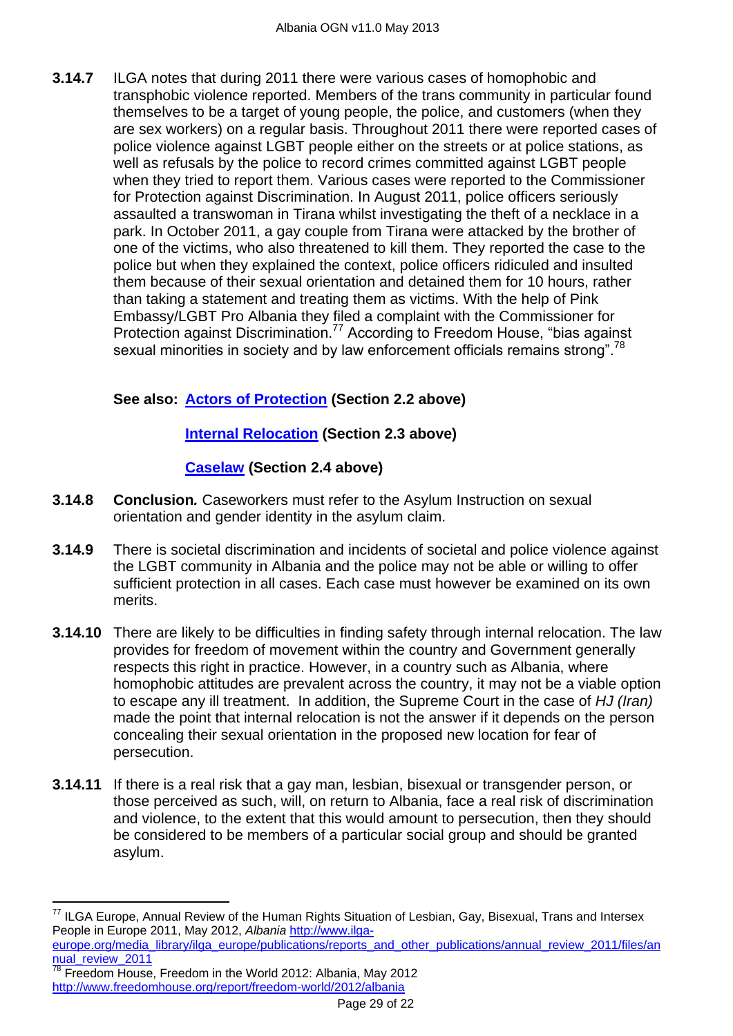**3.14.7** ILGA notes that during 2011 there were various cases of homophobic and transphobic violence reported. Members of the trans community in particular found themselves to be a target of young people, the police, and customers (when they are sex workers) on a regular basis. Throughout 2011 there were reported cases of police violence against LGBT people either on the streets or at police stations, as well as refusals by the police to record crimes committed against LGBT people when they tried to report them. Various cases were reported to the Commissioner for Protection against Discrimination. In August 2011, police officers seriously assaulted a transwoman in Tirana whilst investigating the theft of a necklace in a park. In October 2011, a gay couple from Tirana were attacked by the brother of one of the victims, who also threatened to kill them. They reported the case to the police but when they explained the context, police officers ridiculed and insulted them because of their sexual orientation and detained them for 10 hours, rather than taking a statement and treating them as victims. With the help of Pink Embassy/LGBT Pro Albania they filed a complaint with the Commissioner for Protection against Discrimination.[77] According to Freedom House, "bias against sexual minorities in society and by law enforcement officials remains strong".[78]

**See also: Actors of Protection (Section 2.2 above)**

**Internal Relocation (Section 2.3 above)**

**Caselaw (Section 2.4 above)**

**3.14.8** **Conclusion.** Caseworkers must refer to the Asylum Instruction on sexual orientation and gender identity in the asylum claim.

**3.14.9** There is societal discrimination and incidents of societal and police violence against the LGBT community in Albania and the police may not be able or willing to offer sufficient protection in all cases. Each case must however be examined on its own merits.

**3.14.10** There are likely to be difficulties in finding safety through internal relocation. The law provides for freedom of movement within the country and Government generally respects this right in practice. However, in a country such as Albania, where homophobic attitudes are prevalent across the country, it may not be a viable option to escape any ill treatment. In addition, the Supreme Court in the case of *HJ (Iran)* made the point that internal relocation is not the answer if it depends on the person concealing their sexual orientation in the proposed new location for fear of persecution.

**3.14.11** If there is a real risk that a gay man, lesbian, bisexual or transgender person, or those perceived as such, will, on return to Albania, face a real risk of discrimination and violence, to the extent that this would amount to persecution, then they should be considered to be members of a particular social group and should be granted asylum.

---

[77] ILGA Europe, Annual Review of the Human Rights Situation of Lesbian, Gay, Bisexual, Trans and Intersex People in Europe 2011, May 2012, *Albania* http://www.ilga-europe.org/media_library/ilga_europe/publications/reports_and_other_publications/annual_review_2011/files/annual_review_2011

[78] Freedom House, Freedom in the World 2012: Albania, May 2012 http://www.freedomhouse.org/report/freedom-world/2012/albania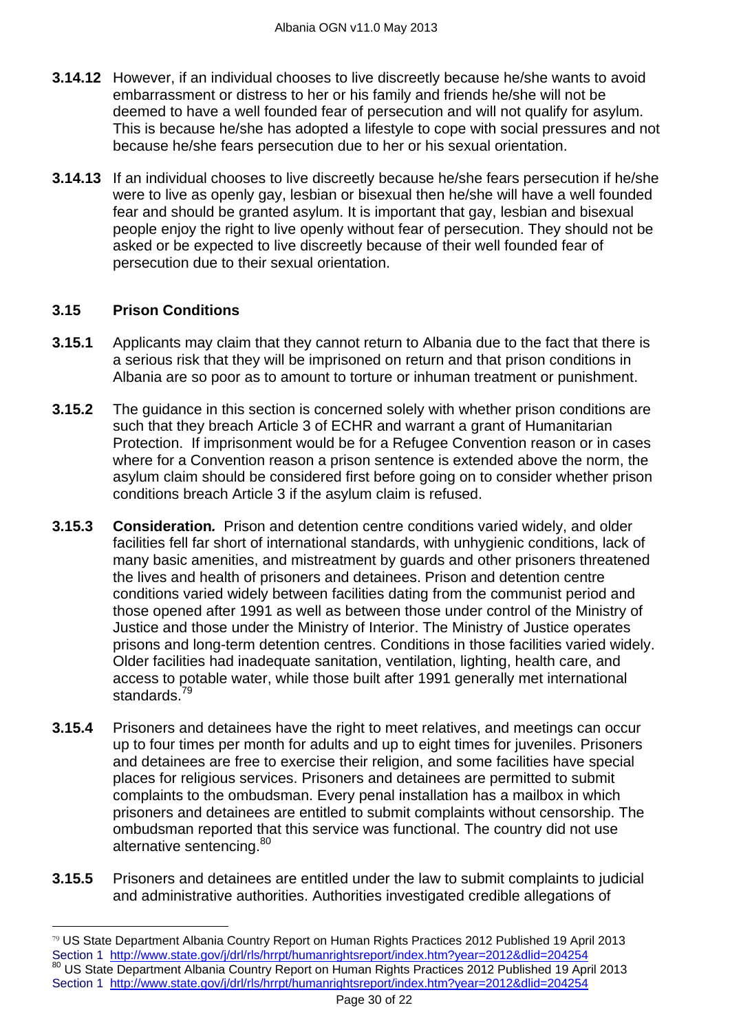**3.14.12** However, if an individual chooses to live discreetly because he/she wants to avoid embarrassment or distress to her or his family and friends he/she will not be deemed to have a well founded fear of persecution and will not qualify for asylum. This is because he/she has adopted a lifestyle to cope with social pressures and not because he/she fears persecution due to her or his sexual orientation.

**3.14.13** If an individual chooses to live discreetly because he/she fears persecution if he/she were to live as openly gay, lesbian or bisexual then he/she will have a well founded fear and should be granted asylum. It is important that gay, lesbian and bisexual people enjoy the right to live openly without fear of persecution. They should not be asked or be expected to live discreetly because of their well founded fear of persecution due to their sexual orientation.

### 3.15 Prison Conditions

**3.15.1** Applicants may claim that they cannot return to Albania due to the fact that there is a serious risk that they will be imprisoned on return and that prison conditions in Albania are so poor as to amount to torture or inhuman treatment or punishment.

**3.15.2** The guidance in this section is concerned solely with whether prison conditions are such that they breach Article 3 of ECHR and warrant a grant of Humanitarian Protection. If imprisonment would be for a Refugee Convention reason or in cases where for a Convention reason a prison sentence is extended above the norm, the asylum claim should be considered first before going on to consider whether prison conditions breach Article 3 if the asylum claim is refused.

**3.15.3** ***Consideration.*** Prison and detention centre conditions varied widely, and older facilities fell far short of international standards, with unhygienic conditions, lack of many basic amenities, and mistreatment by guards and other prisoners threatened the lives and health of prisoners and detainees. Prison and detention centre conditions varied widely between facilities dating from the communist period and those opened after 1991 as well as between those under control of the Ministry of Justice and those under the Ministry of Interior. The Ministry of Justice operates prisons and long-term detention centres. Conditions in those facilities varied widely. Older facilities had inadequate sanitation, ventilation, lighting, health care, and access to potable water, while those built after 1991 generally met international standards.[79]

**3.15.4** Prisoners and detainees have the right to meet relatives, and meetings can occur up to four times per month for adults and up to eight times for juveniles. Prisoners and detainees are free to exercise their religion, and some facilities have special places for religious services. Prisoners and detainees are permitted to submit complaints to the ombudsman. Every penal installation has a mailbox in which prisoners and detainees are entitled to submit complaints without censorship. The ombudsman reported that this service was functional. The country did not use alternative sentencing.[80]

**3.15.5** Prisoners and detainees are entitled under the law to submit complaints to judicial and administrative authorities. Authorities investigated credible allegations of

---

[79] US State Department Albania Country Report on Human Rights Practices 2012 Published 19 April 2013 Section 1 http://www.state.gov/j/drl/rls/hrrpt/humanrightsreport/index.htm?year=2012&dlid=204254

[80] US State Department Albania Country Report on Human Rights Practices 2012 Published 19 April 2013 Section 1 http://www.state.gov/j/drl/rls/hrrpt/humanrightsreport/index.htm?year=2012&dlid=204254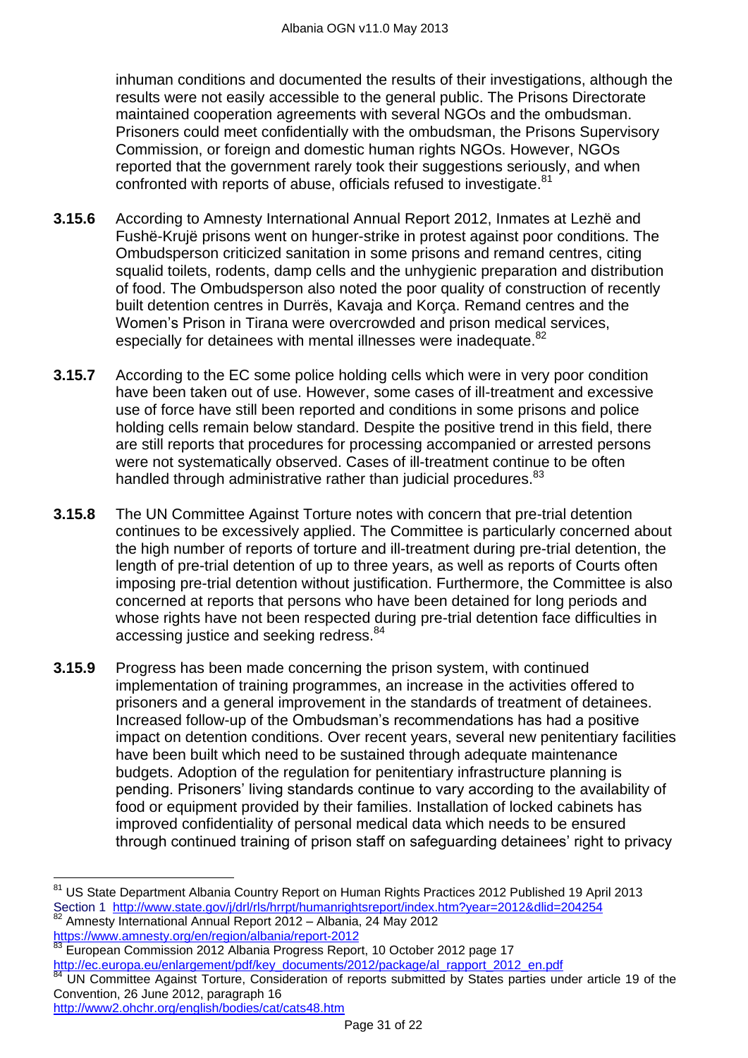inhuman conditions and documented the results of their investigations, although the results were not easily accessible to the general public. The Prisons Directorate maintained cooperation agreements with several NGOs and the ombudsman. Prisoners could meet confidentially with the ombudsman, the Prisons Supervisory Commission, or foreign and domestic human rights NGOs. However, NGOs reported that the government rarely took their suggestions seriously, and when confronted with reports of abuse, officials refused to investigate.[81]

**3.15.6** According to Amnesty International Annual Report 2012, Inmates at Lezhë and Fushë-Krujë prisons went on hunger-strike in protest against poor conditions. The Ombudsperson criticized sanitation in some prisons and remand centres, citing squalid toilets, rodents, damp cells and the unhygienic preparation and distribution of food. The Ombudsperson also noted the poor quality of construction of recently built detention centres in Durrës, Kavaja and Korça. Remand centres and the Women's Prison in Tirana were overcrowded and prison medical services, especially for detainees with mental illnesses were inadequate.[82]

**3.15.7** According to the EC some police holding cells which were in very poor condition have been taken out of use. However, some cases of ill-treatment and excessive use of force have still been reported and conditions in some prisons and police holding cells remain below standard. Despite the positive trend in this field, there are still reports that procedures for processing accompanied or arrested persons were not systematically observed. Cases of ill-treatment continue to be often handled through administrative rather than judicial procedures.[83]

**3.15.8** The UN Committee Against Torture notes with concern that pre-trial detention continues to be excessively applied. The Committee is particularly concerned about the high number of reports of torture and ill-treatment during pre-trial detention, the length of pre-trial detention of up to three years, as well as reports of Courts often imposing pre-trial detention without justification. Furthermore, the Committee is also concerned at reports that persons who have been detained for long periods and whose rights have not been respected during pre-trial detention face difficulties in accessing justice and seeking redress.[84]

**3.15.9** Progress has been made concerning the prison system, with continued implementation of training programmes, an increase in the activities offered to prisoners and a general improvement in the standards of treatment of detainees. Increased follow-up of the Ombudsman's recommendations has had a positive impact on detention conditions. Over recent years, several new penitentiary facilities have been built which need to be sustained through adequate maintenance budgets. Adoption of the regulation for penitentiary infrastructure planning is pending. Prisoners' living standards continue to vary according to the availability of food or equipment provided by their families. Installation of locked cabinets has improved confidentiality of personal medical data which needs to be ensured through continued training of prison staff on safeguarding detainees' right to privacy

---

[81] US State Department Albania Country Report on Human Rights Practices 2012 Published 19 April 2013 Section 1 http://www.state.gov/j/drl/rls/hrrpt/humanrightsreport/index.htm?year=2012&dlid=204254

[82] Amnesty International Annual Report 2012 – Albania, 24 May 2012 https://www.amnesty.org/en/region/albania/report-2012

[83] European Commission 2012 Albania Progress Report, 10 October 2012 page 17 http://ec.europa.eu/enlargement/pdf/key_documents/2012/package/al_rapport_2012_en.pdf

[84] UN Committee Against Torture, Consideration of reports submitted by States parties under article 19 of the Convention, 26 June 2012, paragraph 16 http://www2.ohchr.org/english/bodies/cat/cats48.htm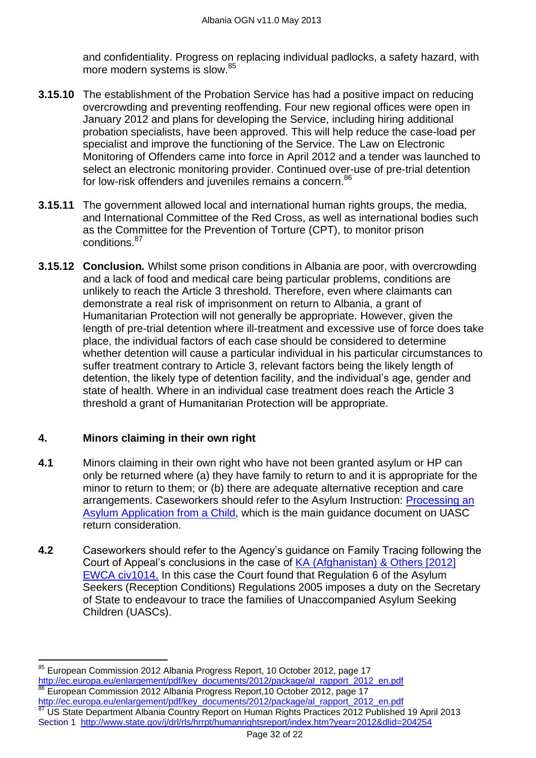and confidentiality. Progress on replacing individual padlocks, a safety hazard, with more modern systems is slow.[85]

**3.15.10** The establishment of the Probation Service has had a positive impact on reducing overcrowding and preventing reoffending. Four new regional offices were open in January 2012 and plans for developing the Service, including hiring additional probation specialists, have been approved. This will help reduce the case-load per specialist and improve the functioning of the Service. The Law on Electronic Monitoring of Offenders came into force in April 2012 and a tender was launched to select an electronic monitoring provider. Continued over-use of pre-trial detention for low-risk offenders and juveniles remains a concern.[86]

**3.15.11** The government allowed local and international human rights groups, the media, and International Committee of the Red Cross, as well as international bodies such as the Committee for the Prevention of Torture (CPT), to monitor prison conditions.[87]

**3.15.12** ***Conclusion.*** Whilst some prison conditions in Albania are poor, with overcrowding and a lack of food and medical care being particular problems, conditions are unlikely to reach the Article 3 threshold. Therefore, even where claimants can demonstrate a real risk of imprisonment on return to Albania, a grant of Humanitarian Protection will not generally be appropriate. However, given the length of pre-trial detention where ill-treatment and excessive use of force does take place, the individual factors of each case should be considered to determine whether detention will cause a particular individual in his particular circumstances to suffer treatment contrary to Article 3, relevant factors being the likely length of detention, the likely type of detention facility, and the individual's age, gender and state of health. Where in an individual case treatment does reach the Article 3 threshold a grant of Humanitarian Protection will be appropriate.

## 4. Minors claiming in their own right

**4.1** Minors claiming in their own right who have not been granted asylum or HP can only be returned where (a) they have family to return to and it is appropriate for the minor to return to them; or (b) there are adequate alternative reception and care arrangements. Caseworkers should refer to the Asylum Instruction: Processing an Asylum Application from a Child, which is the main guidance document on UASC return consideration.

**4.2** Caseworkers should refer to the Agency's guidance on Family Tracing following the Court of Appeal's conclusions in the case of KA (Afghanistan) & Others [2012] EWCA civ1014. In this case the Court found that Regulation 6 of the Asylum Seekers (Reception Conditions) Regulations 2005 imposes a duty on the Secretary of State to endeavour to trace the families of Unaccompanied Asylum Seeking Children (UASCs).

---

[85] European Commission 2012 Albania Progress Report, 10 October 2012, page 17 http://ec.europa.eu/enlargement/pdf/key_documents/2012/package/al_rapport_2012_en.pdf

[86] European Commission 2012 Albania Progress Report,10 October 2012, page 17 http://ec.europa.eu/enlargement/pdf/key_documents/2012/package/al_rapport_2012_en.pdf

[87] US State Department Albania Country Report on Human Rights Practices 2012 Published 19 April 2013 Section 1 http://www.state.gov/j/drl/rls/hrrpt/humanrightsreport/index.htm?year=2012&dlid=204254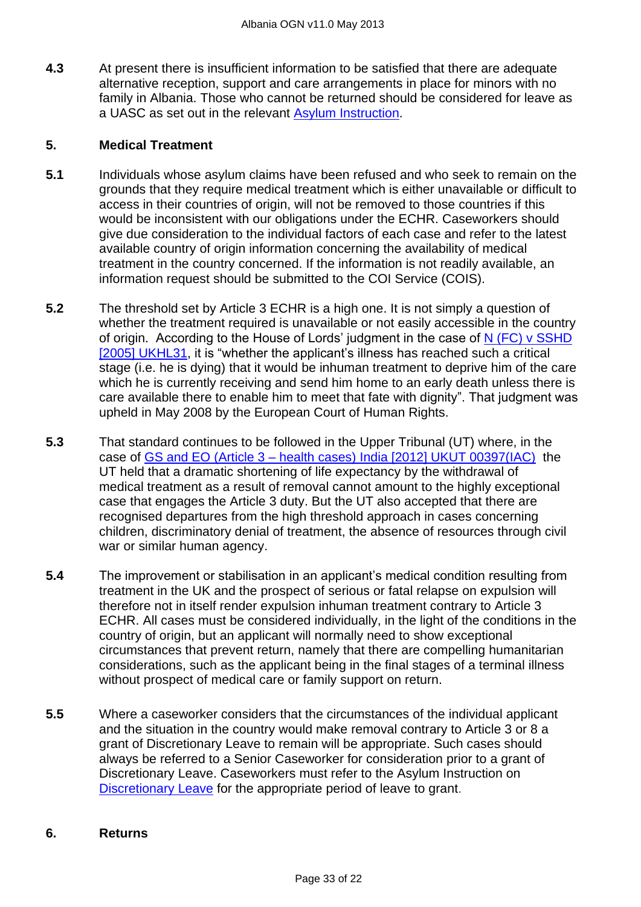**4.3** At present there is insufficient information to be satisfied that there are adequate alternative reception, support and care arrangements in place for minors with no family in Albania. Those who cannot be returned should be considered for leave as a UASC as set out in the relevant Asylum Instruction.

## 5. Medical Treatment

**5.1** Individuals whose asylum claims have been refused and who seek to remain on the grounds that they require medical treatment which is either unavailable or difficult to access in their countries of origin, will not be removed to those countries if this would be inconsistent with our obligations under the ECHR. Caseworkers should give due consideration to the individual factors of each case and refer to the latest available country of origin information concerning the availability of medical treatment in the country concerned. If the information is not readily available, an information request should be submitted to the COI Service (COIS).

**5.2** The threshold set by Article 3 ECHR is a high one. It is not simply a question of whether the treatment required is unavailable or not easily accessible in the country of origin. According to the House of Lords' judgment in the case of N (FC) v SSHD [2005] UKHL31, it is "whether the applicant's illness has reached such a critical stage (i.e. he is dying) that it would be inhuman treatment to deprive him of the care which he is currently receiving and send him home to an early death unless there is care available there to enable him to meet that fate with dignity". That judgment was upheld in May 2008 by the European Court of Human Rights.

**5.3** That standard continues to be followed in the Upper Tribunal (UT) where, in the case of GS and EO (Article 3 – health cases) India [2012] UKUT 00397(IAC) the UT held that a dramatic shortening of life expectancy by the withdrawal of medical treatment as a result of removal cannot amount to the highly exceptional case that engages the Article 3 duty. But the UT also accepted that there are recognised departures from the high threshold approach in cases concerning children, discriminatory denial of treatment, the absence of resources through civil war or similar human agency.

**5.4** The improvement or stabilisation in an applicant's medical condition resulting from treatment in the UK and the prospect of serious or fatal relapse on expulsion will therefore not in itself render expulsion inhuman treatment contrary to Article 3 ECHR. All cases must be considered individually, in the light of the conditions in the country of origin, but an applicant will normally need to show exceptional circumstances that prevent return, namely that there are compelling humanitarian considerations, such as the applicant being in the final stages of a terminal illness without prospect of medical care or family support on return.

**5.5** Where a caseworker considers that the circumstances of the individual applicant and the situation in the country would make removal contrary to Article 3 or 8 a grant of Discretionary Leave to remain will be appropriate. Such cases should always be referred to a Senior Caseworker for consideration prior to a grant of Discretionary Leave. Caseworkers must refer to the Asylum Instruction on Discretionary Leave for the appropriate period of leave to grant.

## 6. Returns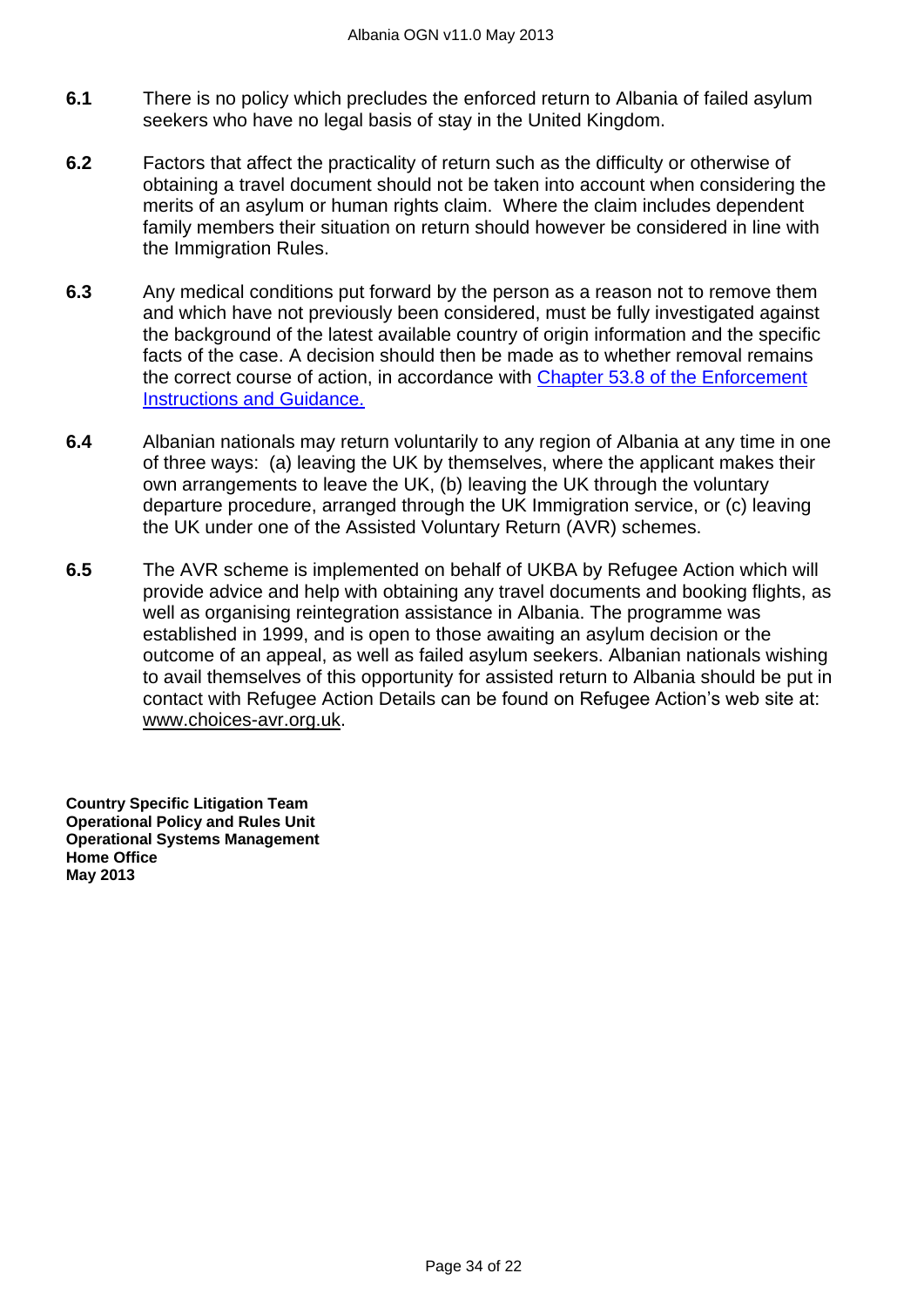**6.1** There is no policy which precludes the enforced return to Albania of failed asylum seekers who have no legal basis of stay in the United Kingdom.

**6.2** Factors that affect the practicality of return such as the difficulty or otherwise of obtaining a travel document should not be taken into account when considering the merits of an asylum or human rights claim. Where the claim includes dependent family members their situation on return should however be considered in line with the Immigration Rules.

**6.3** Any medical conditions put forward by the person as a reason not to remove them and which have not previously been considered, must be fully investigated against the background of the latest available country of origin information and the specific facts of the case. A decision should then be made as to whether removal remains the correct course of action, in accordance with Chapter 53.8 of the Enforcement Instructions and Guidance.

**6.4** Albanian nationals may return voluntarily to any region of Albania at any time in one of three ways: (a) leaving the UK by themselves, where the applicant makes their own arrangements to leave the UK, (b) leaving the UK through the voluntary departure procedure, arranged through the UK Immigration service, or (c) leaving the UK under one of the Assisted Voluntary Return (AVR) schemes.

**6.5** The AVR scheme is implemented on behalf of UKBA by Refugee Action which will provide advice and help with obtaining any travel documents and booking flights, as well as organising reintegration assistance in Albania. The programme was established in 1999, and is open to those awaiting an asylum decision or the outcome of an appeal, as well as failed asylum seekers. Albanian nationals wishing to avail themselves of this opportunity for assisted return to Albania should be put in contact with Refugee Action Details can be found on Refugee Action's web site at: www.choices-avr.org.uk.

**Country Specific Litigation Team**
**Operational Policy and Rules Unit**
**Operational Systems Management**
**Home Office**
**May 2013**